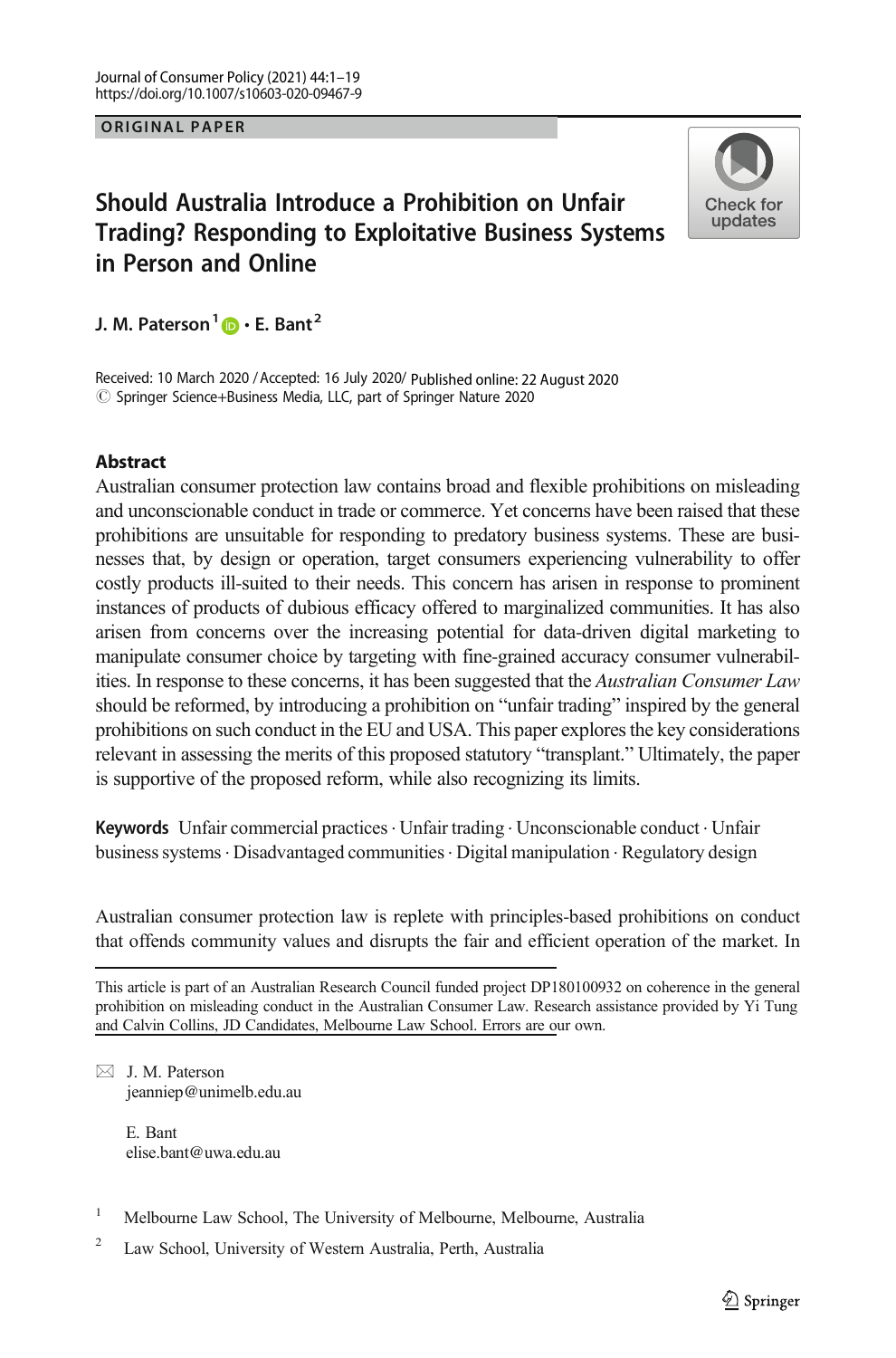ORIGINAL PAPER

# Should Australia Introduce a Prohibition on Unfair Trading? Responding to Exploitative Business Systems in Person and Online

J. M. Paterson[1] · E. Bant[2]

Received: 10 March 2020 / Accepted: 16 July 2020/ Published online: 22 August 2020
© Springer Science+Business Media, LLC, part of Springer Nature 2020

## Abstract

Australian consumer protection law contains broad and flexible prohibitions on misleading and unconscionable conduct in trade or commerce. Yet concerns have been raised that these prohibitions are unsuitable for responding to predatory business systems. These are businesses that, by design or operation, target consumers experiencing vulnerability to offer costly products ill-suited to their needs. This concern has arisen in response to prominent instances of products of dubious efficacy offered to marginalized communities. It has also arisen from concerns over the increasing potential for data-driven digital marketing to manipulate consumer choice by targeting with fine-grained accuracy consumer vulnerabilities. In response to these concerns, it has been suggested that the *Australian Consumer Law* should be reformed, by introducing a prohibition on "unfair trading" inspired by the general prohibitions on such conduct in the EU and USA. This paper explores the key considerations relevant in assessing the merits of this proposed statutory "transplant." Ultimately, the paper is supportive of the proposed reform, while also recognizing its limits.

**Keywords** Unfair commercial practices · Unfair trading · Unconscionable conduct · Unfair business systems · Disadvantaged communities · Digital manipulation · Regulatory design

Australian consumer protection law is replete with principles-based prohibitions on conduct that offends community values and disrupts the fair and efficient operation of the market. In

---

This article is part of an Australian Research Council funded project DP180100932 on coherence in the general prohibition on misleading conduct in the Australian Consumer Law. Research assistance provided by Yi Tung and Calvin Collins, JD Candidates, Melbourne Law School. Errors are our own.

✉ J. M. Paterson
jeanniep@unimelb.edu.au

E. Bant
elise.bant@uwa.edu.au

[1] Melbourne Law School, The University of Melbourne, Melbourne, Australia

[2] Law School, University of Western Australia, Perth, Australia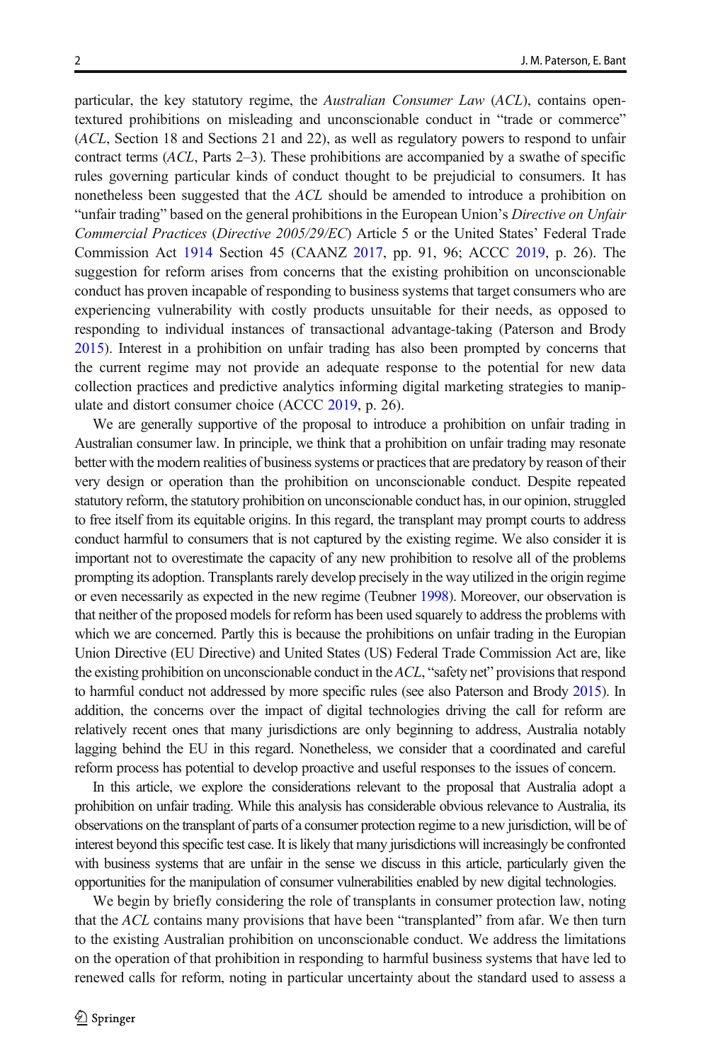particular, the key statutory regime, the *Australian Consumer Law* (*ACL*), contains open-textured prohibitions on misleading and unconscionable conduct in "trade or commerce" (*ACL*, Section 18 and Sections 21 and 22), as well as regulatory powers to respond to unfair contract terms (*ACL*, Parts 2–3). These prohibitions are accompanied by a swathe of specific rules governing particular kinds of conduct thought to be prejudicial to consumers. It has nonetheless been suggested that the *ACL* should be amended to introduce a prohibition on "unfair trading" based on the general prohibitions in the European Union's *Directive on Unfair Commercial Practices* (*Directive 2005/29/EC*) Article 5 or the United States' Federal Trade Commission Act 1914 Section 45 (CAANZ 2017, pp. 91, 96; ACCC 2019, p. 26). The suggestion for reform arises from concerns that the existing prohibition on unconscionable conduct has proven incapable of responding to business systems that target consumers who are experiencing vulnerability with costly products unsuitable for their needs, as opposed to responding to individual instances of transactional advantage-taking (Paterson and Brody 2015). Interest in a prohibition on unfair trading has also been prompted by concerns that the current regime may not provide an adequate response to the potential for new data collection practices and predictive analytics informing digital marketing strategies to manipulate and distort consumer choice (ACCC 2019, p. 26).

We are generally supportive of the proposal to introduce a prohibition on unfair trading in Australian consumer law. In principle, we think that a prohibition on unfair trading may resonate better with the modern realities of business systems or practices that are predatory by reason of their very design or operation than the prohibition on unconscionable conduct. Despite repeated statutory reform, the statutory prohibition on unconscionable conduct has, in our opinion, struggled to free itself from its equitable origins. In this regard, the transplant may prompt courts to address conduct harmful to consumers that is not captured by the existing regime. We also consider it is important not to overestimate the capacity of any new prohibition to resolve all of the problems prompting its adoption. Transplants rarely develop precisely in the way utilized in the origin regime or even necessarily as expected in the new regime (Teubner 1998). Moreover, our observation is that neither of the proposed models for reform has been used squarely to address the problems with which we are concerned. Partly this is because the prohibitions on unfair trading in the Europian Union Directive (EU Directive) and United States (US) Federal Trade Commission Act are, like the existing prohibition on unconscionable conduct in the *ACL*, "safety net" provisions that respond to harmful conduct not addressed by more specific rules (see also Paterson and Brody 2015). In addition, the concerns over the impact of digital technologies driving the call for reform are relatively recent ones that many jurisdictions are only beginning to address, Australia notably lagging behind the EU in this regard. Nonetheless, we consider that a coordinated and careful reform process has potential to develop proactive and useful responses to the issues of concern.

In this article, we explore the considerations relevant to the proposal that Australia adopt a prohibition on unfair trading. While this analysis has considerable obvious relevance to Australia, its observations on the transplant of parts of a consumer protection regime to a new jurisdiction, will be of interest beyond this specific test case. It is likely that many jurisdictions will increasingly be confronted with business systems that are unfair in the sense we discuss in this article, particularly given the opportunities for the manipulation of consumer vulnerabilities enabled by new digital technologies.

We begin by briefly considering the role of transplants in consumer protection law, noting that the *ACL* contains many provisions that have been "transplanted" from afar. We then turn to the existing Australian prohibition on unconscionable conduct. We address the limitations on the operation of that prohibition in responding to harmful business systems that have led to renewed calls for reform, noting in particular uncertainty about the standard used to assess a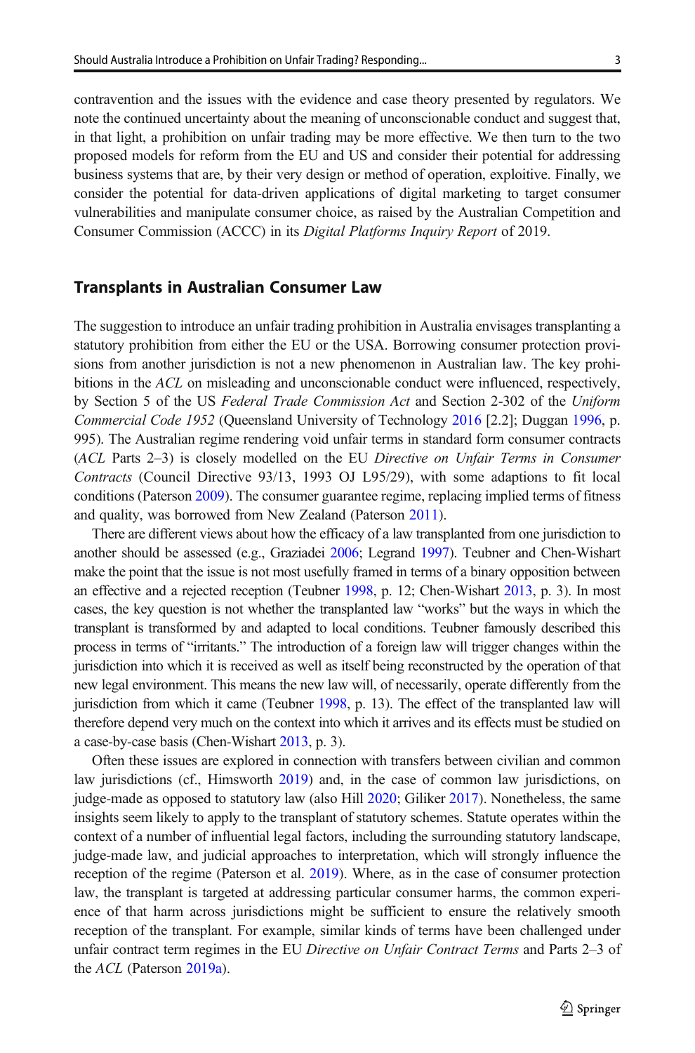contravention and the issues with the evidence and case theory presented by regulators. We note the continued uncertainty about the meaning of unconscionable conduct and suggest that, in that light, a prohibition on unfair trading may be more effective. We then turn to the two proposed models for reform from the EU and US and consider their potential for addressing business systems that are, by their very design or method of operation, exploitive. Finally, we consider the potential for data-driven applications of digital marketing to target consumer vulnerabilities and manipulate consumer choice, as raised by the Australian Competition and Consumer Commission (ACCC) in its *Digital Platforms Inquiry Report* of 2019.

## Transplants in Australian Consumer Law

The suggestion to introduce an unfair trading prohibition in Australia envisages transplanting a statutory prohibition from either the EU or the USA. Borrowing consumer protection provisions from another jurisdiction is not a new phenomenon in Australian law. The key prohibitions in the *ACL* on misleading and unconscionable conduct were influenced, respectively, by Section 5 of the US *Federal Trade Commission Act* and Section 2-302 of the *Uniform Commercial Code 1952* (Queensland University of Technology 2016 [2.2]; Duggan 1996, p. 995). The Australian regime rendering void unfair terms in standard form consumer contracts (*ACL* Parts 2–3) is closely modelled on the EU *Directive on Unfair Terms in Consumer Contracts* (Council Directive 93/13, 1993 OJ L95/29), with some adaptions to fit local conditions (Paterson 2009). The consumer guarantee regime, replacing implied terms of fitness and quality, was borrowed from New Zealand (Paterson 2011).

There are different views about how the efficacy of a law transplanted from one jurisdiction to another should be assessed (e.g., Graziadei 2006; Legrand 1997). Teubner and Chen-Wishart make the point that the issue is not most usefully framed in terms of a binary opposition between an effective and a rejected reception (Teubner 1998, p. 12; Chen-Wishart 2013, p. 3). In most cases, the key question is not whether the transplanted law "works" but the ways in which the transplant is transformed by and adapted to local conditions. Teubner famously described this process in terms of "irritants." The introduction of a foreign law will trigger changes within the jurisdiction into which it is received as well as itself being reconstructed by the operation of that new legal environment. This means the new law will, of necessarily, operate differently from the jurisdiction from which it came (Teubner 1998, p. 13). The effect of the transplanted law will therefore depend very much on the context into which it arrives and its effects must be studied on a case-by-case basis (Chen-Wishart 2013, p. 3).

Often these issues are explored in connection with transfers between civilian and common law jurisdictions (cf., Himsworth 2019) and, in the case of common law jurisdictions, on judge-made as opposed to statutory law (also Hill 2020; Giliker 2017). Nonetheless, the same insights seem likely to apply to the transplant of statutory schemes. Statute operates within the context of a number of influential legal factors, including the surrounding statutory landscape, judge-made law, and judicial approaches to interpretation, which will strongly influence the reception of the regime (Paterson et al. 2019). Where, as in the case of consumer protection law, the transplant is targeted at addressing particular consumer harms, the common experience of that harm across jurisdictions might be sufficient to ensure the relatively smooth reception of the transplant. For example, similar kinds of terms have been challenged under unfair contract term regimes in the EU *Directive on Unfair Contract Terms* and Parts 2–3 of the *ACL* (Paterson 2019a).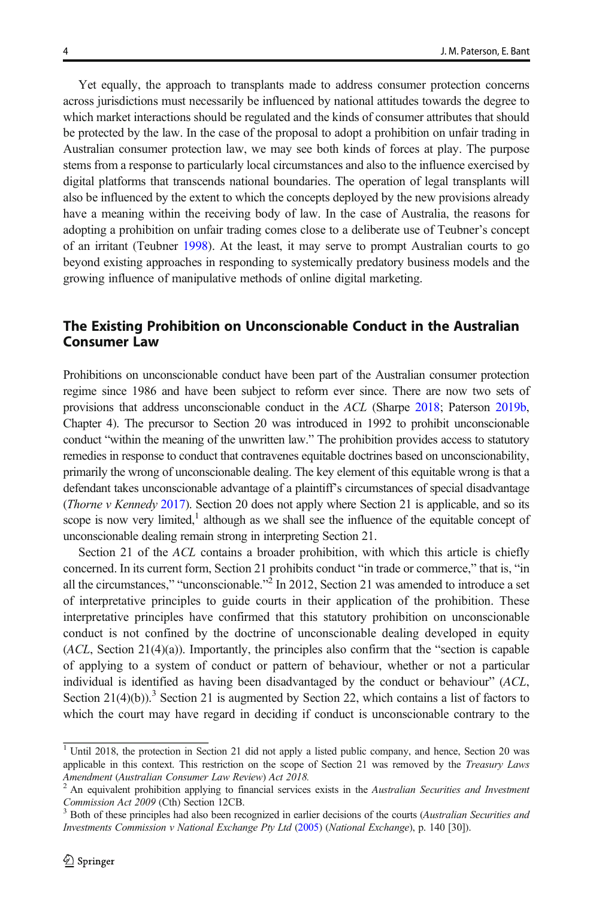Yet equally, the approach to transplants made to address consumer protection concerns across jurisdictions must necessarily be influenced by national attitudes towards the degree to which market interactions should be regulated and the kinds of consumer attributes that should be protected by the law. In the case of the proposal to adopt a prohibition on unfair trading in Australian consumer protection law, we may see both kinds of forces at play. The purpose stems from a response to particularly local circumstances and also to the influence exercised by digital platforms that transcends national boundaries. The operation of legal transplants will also be influenced by the extent to which the concepts deployed by the new provisions already have a meaning within the receiving body of law. In the case of Australia, the reasons for adopting a prohibition on unfair trading comes close to a deliberate use of Teubner's concept of an irritant (Teubner 1998). At the least, it may serve to prompt Australian courts to go beyond existing approaches in responding to systemically predatory business models and the growing influence of manipulative methods of online digital marketing.

## The Existing Prohibition on Unconscionable Conduct in the Australian Consumer Law

Prohibitions on unconscionable conduct have been part of the Australian consumer protection regime since 1986 and have been subject to reform ever since. There are now two sets of provisions that address unconscionable conduct in the *ACL* (Sharpe 2018; Paterson 2019b, Chapter 4). The precursor to Section 20 was introduced in 1992 to prohibit unconscionable conduct "within the meaning of the unwritten law." The prohibition provides access to statutory remedies in response to conduct that contravenes equitable doctrines based on unconscionability, primarily the wrong of unconscionable dealing. The key element of this equitable wrong is that a defendant takes unconscionable advantage of a plaintiff's circumstances of special disadvantage (*Thorne v Kennedy* 2017). Section 20 does not apply where Section 21 is applicable, and so its scope is now very limited,[1] although as we shall see the influence of the equitable concept of unconscionable dealing remain strong in interpreting Section 21.

Section 21 of the *ACL* contains a broader prohibition, with which this article is chiefly concerned. In its current form, Section 21 prohibits conduct "in trade or commerce," that is, "in all the circumstances," "unconscionable."[2] In 2012, Section 21 was amended to introduce a set of interpretative principles to guide courts in their application of the prohibition. These interpretative principles have confirmed that this statutory prohibition on unconscionable conduct is not confined by the doctrine of unconscionable dealing developed in equity (*ACL*, Section 21(4)(a)). Importantly, the principles also confirm that the "section is capable of applying to a system of conduct or pattern of behaviour, whether or not a particular individual is identified as having been disadvantaged by the conduct or behaviour" (*ACL*, Section 21(4)(b)).[3] Section 21 is augmented by Section 22, which contains a list of factors to which the court may have regard in deciding if conduct is unconscionable contrary to the

---

[1] Until 2018, the protection in Section 21 did not apply a listed public company, and hence, Section 20 was applicable in this context. This restriction on the scope of Section 21 was removed by the *Treasury Laws Amendment (Australian Consumer Law Review) Act 2018.*

[2] An equivalent prohibition applying to financial services exists in the *Australian Securities and Investment Commission Act 2009* (Cth) Section 12CB.

[3] Both of these principles had also been recognized in earlier decisions of the courts (*Australian Securities and Investments Commission v National Exchange Pty Ltd* (2005) (*National Exchange*), p. 140 [30]).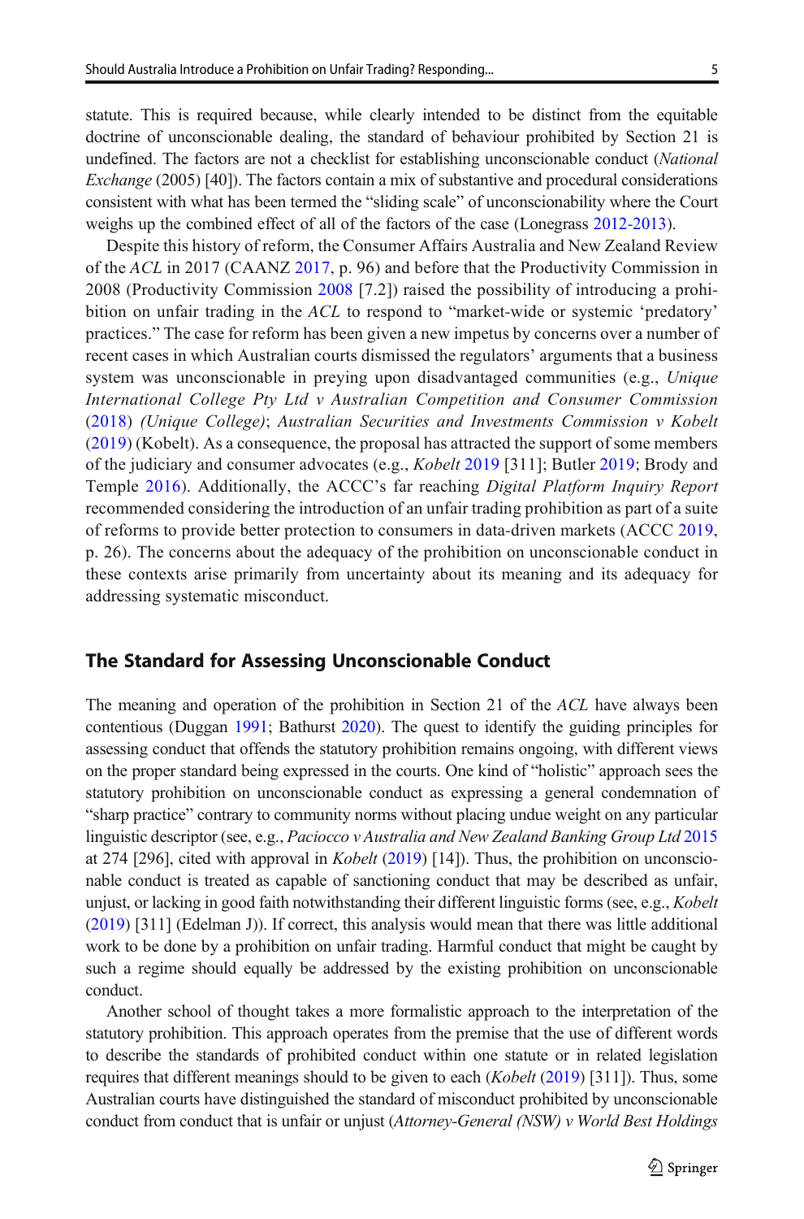statute. This is required because, while clearly intended to be distinct from the equitable doctrine of unconscionable dealing, the standard of behaviour prohibited by Section 21 is undefined. The factors are not a checklist for establishing unconscionable conduct (*National Exchange* (2005) [40]). The factors contain a mix of substantive and procedural considerations consistent with what has been termed the "sliding scale" of unconscionability where the Court weighs up the combined effect of all of the factors of the case (Lonegrass 2012-2013).

Despite this history of reform, the Consumer Affairs Australia and New Zealand Review of the *ACL* in 2017 (CAANZ 2017, p. 96) and before that the Productivity Commission in 2008 (Productivity Commission 2008 [7.2]) raised the possibility of introducing a prohibition on unfair trading in the *ACL* to respond to "market-wide or systemic 'predatory' practices." The case for reform has been given a new impetus by concerns over a number of recent cases in which Australian courts dismissed the regulators' arguments that a business system was unconscionable in preying upon disadvantaged communities (e.g., *Unique International College Pty Ltd v Australian Competition and Consumer Commission* (2018) *(Unique College)*; *Australian Securities and Investments Commission v Kobelt* (2019) (Kobelt). As a consequence, the proposal has attracted the support of some members of the judiciary and consumer advocates (e.g., *Kobelt* 2019 [311]; Butler 2019; Brody and Temple 2016). Additionally, the ACCC's far reaching *Digital Platform Inquiry Report* recommended considering the introduction of an unfair trading prohibition as part of a suite of reforms to provide better protection to consumers in data-driven markets (ACCC 2019, p. 26). The concerns about the adequacy of the prohibition on unconscionable conduct in these contexts arise primarily from uncertainty about its meaning and its adequacy for addressing systematic misconduct.

## The Standard for Assessing Unconscionable Conduct

The meaning and operation of the prohibition in Section 21 of the *ACL* have always been contentious (Duggan 1991; Bathurst 2020). The quest to identify the guiding principles for assessing conduct that offends the statutory prohibition remains ongoing, with different views on the proper standard being expressed in the courts. One kind of "holistic" approach sees the statutory prohibition on unconscionable conduct as expressing a general condemnation of "sharp practice" contrary to community norms without placing undue weight on any particular linguistic descriptor (see, e.g., *Paciocco v Australia and New Zealand Banking Group Ltd* 2015 at 274 [296], cited with approval in *Kobelt* (2019) [14]). Thus, the prohibition on unconscionable conduct is treated as capable of sanctioning conduct that may be described as unfair, unjust, or lacking in good faith notwithstanding their different linguistic forms (see, e.g., *Kobelt* (2019) [311] (Edelman J)). If correct, this analysis would mean that there was little additional work to be done by a prohibition on unfair trading. Harmful conduct that might be caught by such a regime should equally be addressed by the existing prohibition on unconscionable conduct.

Another school of thought takes a more formalistic approach to the interpretation of the statutory prohibition. This approach operates from the premise that the use of different words to describe the standards of prohibited conduct within one statute or in related legislation requires that different meanings should be given to each (*Kobelt* (2019) [311]). Thus, some Australian courts have distinguished the standard of misconduct prohibited by unconscionable conduct from conduct that is unfair or unjust (*Attorney-General (NSW) v World Best Holdings*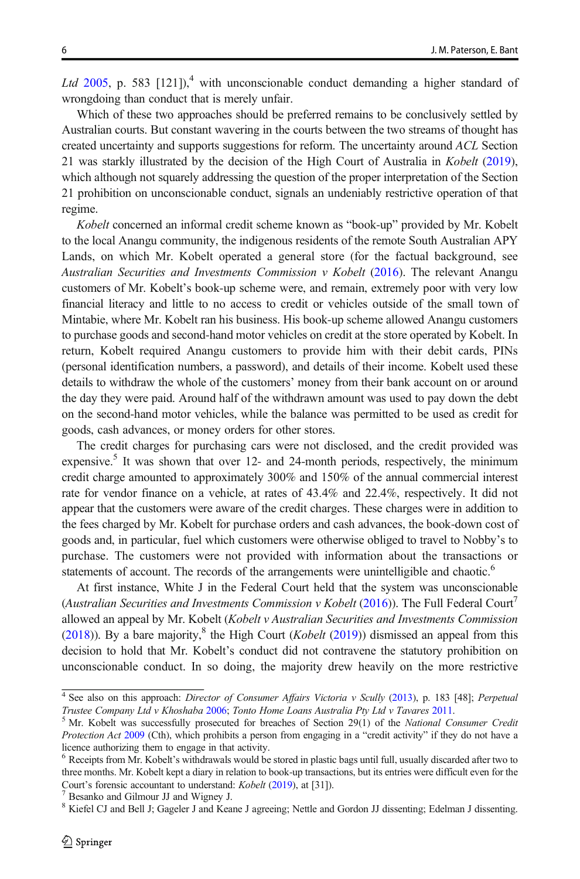*Ltd* 2005, p. 583 [121]),[4] with unconscionable conduct demanding a higher standard of wrongdoing than conduct that is merely unfair.

Which of these two approaches should be preferred remains to be conclusively settled by Australian courts. But constant wavering in the courts between the two streams of thought has created uncertainty and supports suggestions for reform. The uncertainty around *ACL* Section 21 was starkly illustrated by the decision of the High Court of Australia in *Kobelt* (2019), which although not squarely addressing the question of the proper interpretation of the Section 21 prohibition on unconscionable conduct, signals an undeniably restrictive operation of that regime.

*Kobelt* concerned an informal credit scheme known as "book-up" provided by Mr. Kobelt to the local Anangu community, the indigenous residents of the remote South Australian APY Lands, on which Mr. Kobelt operated a general store (for the factual background, see *Australian Securities and Investments Commission v Kobelt* (2016). The relevant Anangu customers of Mr. Kobelt's book-up scheme were, and remain, extremely poor with very low financial literacy and little to no access to credit or vehicles outside of the small town of Mintabie, where Mr. Kobelt ran his business. His book-up scheme allowed Anangu customers to purchase goods and second-hand motor vehicles on credit at the store operated by Kobelt. In return, Kobelt required Anangu customers to provide him with their debit cards, PINs (personal identification numbers, a password), and details of their income. Kobelt used these details to withdraw the whole of the customers' money from their bank account on or around the day they were paid. Around half of the withdrawn amount was used to pay down the debt on the second-hand motor vehicles, while the balance was permitted to be used as credit for goods, cash advances, or money orders for other stores.

The credit charges for purchasing cars were not disclosed, and the credit provided was expensive.[5] It was shown that over 12- and 24-month periods, respectively, the minimum credit charge amounted to approximately 300% and 150% of the annual commercial interest rate for vendor finance on a vehicle, at rates of 43.4% and 22.4%, respectively. It did not appear that the customers were aware of the credit charges. These charges were in addition to the fees charged by Mr. Kobelt for purchase orders and cash advances, the book-down cost of goods and, in particular, fuel which customers were otherwise obliged to travel to Nobby's to purchase. The customers were not provided with information about the transactions or statements of account. The records of the arrangements were unintelligible and chaotic.[6]

At first instance, White J in the Federal Court held that the system was unconscionable (*Australian Securities and Investments Commission v Kobelt* (2016)). The Full Federal Court[7] allowed an appeal by Mr. Kobelt (*Kobelt v Australian Securities and Investments Commission* (2018)). By a bare majority,[8] the High Court (*Kobelt* (2019)) dismissed an appeal from this decision to hold that Mr. Kobelt's conduct did not contravene the statutory prohibition on unconscionable conduct. In so doing, the majority drew heavily on the more restrictive

---

[4] See also on this approach: *Director of Consumer Affairs Victoria v Scully* (2013), p. 183 [48]; *Perpetual Trustee Company Ltd v Khoshaba* 2006; *Tonto Home Loans Australia Pty Ltd v Tavares* 2011.

[5] Mr. Kobelt was successfully prosecuted for breaches of Section 29(1) of the *National Consumer Credit Protection Act* 2009 (Cth), which prohibits a person from engaging in a "credit activity" if they do not have a licence authorizing them to engage in that activity.

[6] Receipts from Mr. Kobelt's withdrawals would be stored in plastic bags until full, usually discarded after two to three months. Mr. Kobelt kept a diary in relation to book-up transactions, but its entries were difficult even for the Court's forensic accountant to understand: *Kobelt* (2019), at [31]).

[7] Besanko and Gilmour JJ and Wigney J.

[8] Kiefel CJ and Bell J; Gageler J and Keane J agreeing; Nettle and Gordon JJ dissenting; Edelman J dissenting.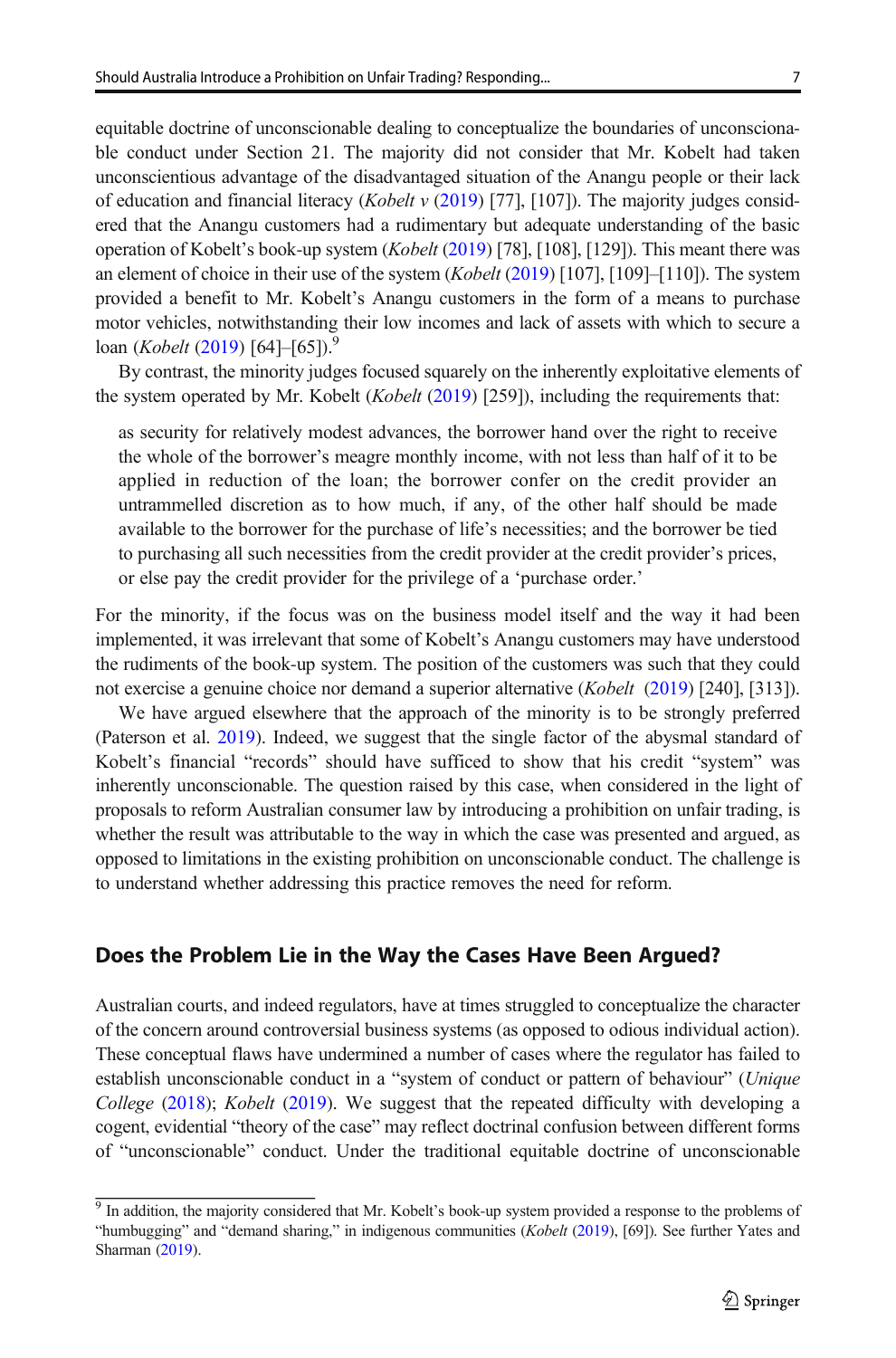equitable doctrine of unconscionable dealing to conceptualize the boundaries of unconscionable conduct under Section 21. The majority did not consider that Mr. Kobelt had taken unconscientious advantage of the disadvantaged situation of the Anangu people or their lack of education and financial literacy (*Kobelt v* (2019) [77], [107]). The majority judges considered that the Anangu customers had a rudimentary but adequate understanding of the basic operation of Kobelt's book-up system (*Kobelt* (2019) [78], [108], [129]). This meant there was an element of choice in their use of the system (*Kobelt* (2019) [107], [109]–[110]). The system provided a benefit to Mr. Kobelt's Anangu customers in the form of a means to purchase motor vehicles, notwithstanding their low incomes and lack of assets with which to secure a loan (*Kobelt* (2019) [64]–[65]).[9]

By contrast, the minority judges focused squarely on the inherently exploitative elements of the system operated by Mr. Kobelt (*Kobelt* (2019) [259]), including the requirements that:

> as security for relatively modest advances, the borrower hand over the right to receive the whole of the borrower's meagre monthly income, with not less than half of it to be applied in reduction of the loan; the borrower confer on the credit provider an untrammelled discretion as to how much, if any, of the other half should be made available to the borrower for the purchase of life's necessities; and the borrower be tied to purchasing all such necessities from the credit provider at the credit provider's prices, or else pay the credit provider for the privilege of a 'purchase order.'

For the minority, if the focus was on the business model itself and the way it had been implemented, it was irrelevant that some of Kobelt's Anangu customers may have understood the rudiments of the book-up system. The position of the customers was such that they could not exercise a genuine choice nor demand a superior alternative (*Kobelt* (2019) [240], [313]).

We have argued elsewhere that the approach of the minority is to be strongly preferred (Paterson et al. 2019). Indeed, we suggest that the single factor of the abysmal standard of Kobelt's financial "records" should have sufficed to show that his credit "system" was inherently unconscionable. The question raised by this case, when considered in the light of proposals to reform Australian consumer law by introducing a prohibition on unfair trading, is whether the result was attributable to the way in which the case was presented and argued, as opposed to limitations in the existing prohibition on unconscionable conduct. The challenge is to understand whether addressing this practice removes the need for reform.

## Does the Problem Lie in the Way the Cases Have Been Argued?

Australian courts, and indeed regulators, have at times struggled to conceptualize the character of the concern around controversial business systems (as opposed to odious individual action). These conceptual flaws have undermined a number of cases where the regulator has failed to establish unconscionable conduct in a "system of conduct or pattern of behaviour" (*Unique College* (2018); *Kobelt* (2019)). We suggest that the repeated difficulty with developing a cogent, evidential "theory of the case" may reflect doctrinal confusion between different forms of "unconscionable" conduct. Under the traditional equitable doctrine of unconscionable

[9] In addition, the majority considered that Mr. Kobelt's book-up system provided a response to the problems of "humbugging" and "demand sharing," in indigenous communities (*Kobelt* (2019), [69]). See further Yates and Sharman (2019).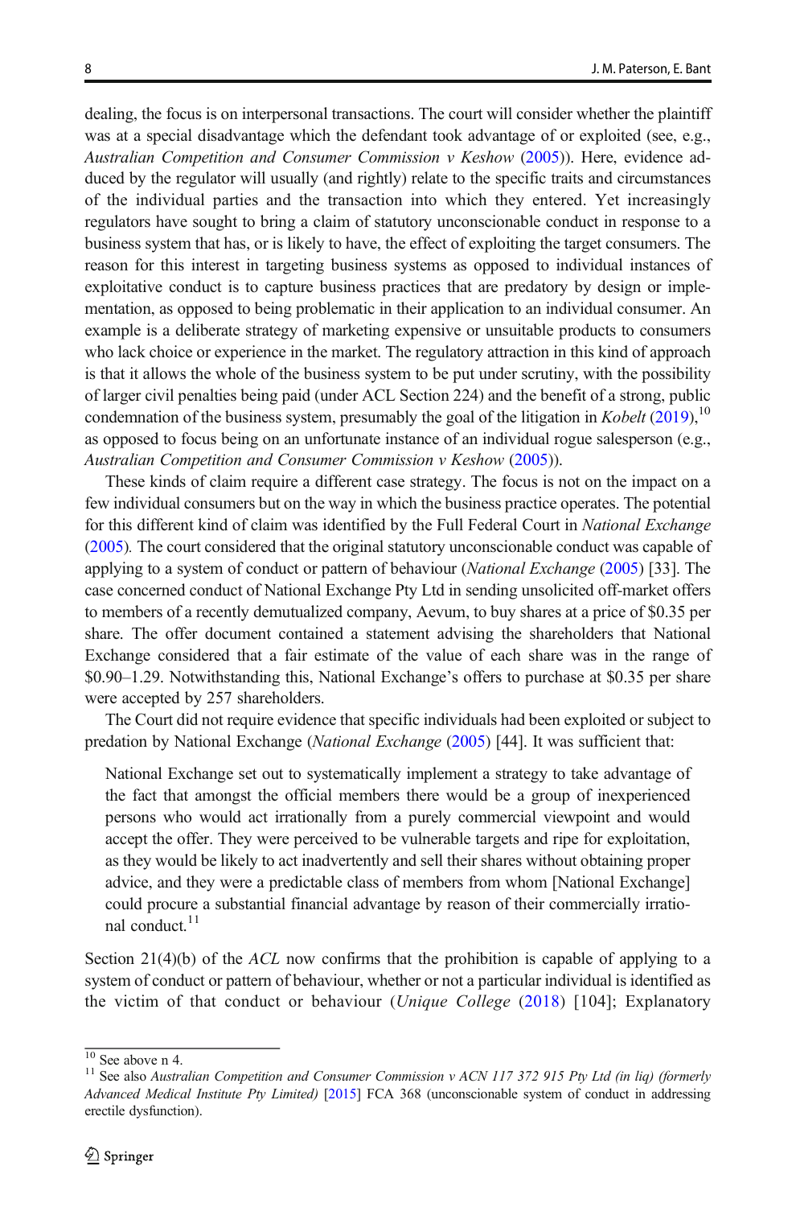dealing, the focus is on interpersonal transactions. The court will consider whether the plaintiff was at a special disadvantage which the defendant took advantage of or exploited (see, e.g., *Australian Competition and Consumer Commission v Keshow* (2005)). Here, evidence adduced by the regulator will usually (and rightly) relate to the specific traits and circumstances of the individual parties and the transaction into which they entered. Yet increasingly regulators have sought to bring a claim of statutory unconscionable conduct in response to a business system that has, or is likely to have, the effect of exploiting the target consumers. The reason for this interest in targeting business systems as opposed to individual instances of exploitative conduct is to capture business practices that are predatory by design or implementation, as opposed to being problematic in their application to an individual consumer. An example is a deliberate strategy of marketing expensive or unsuitable products to consumers who lack choice or experience in the market. The regulatory attraction in this kind of approach is that it allows the whole of the business system to be put under scrutiny, with the possibility of larger civil penalties being paid (under ACL Section 224) and the benefit of a strong, public condemnation of the business system, presumably the goal of the litigation in *Kobelt* (2019),[10] as opposed to focus being on an unfortunate instance of an individual rogue salesperson (e.g., *Australian Competition and Consumer Commission v Keshow* (2005)).

These kinds of claim require a different case strategy. The focus is not on the impact on a few individual consumers but on the way in which the business practice operates. The potential for this different kind of claim was identified by the Full Federal Court in *National Exchange* (2005). The court considered that the original statutory unconscionable conduct was capable of applying to a system of conduct or pattern of behaviour (*National Exchange* (2005) [33]. The case concerned conduct of National Exchange Pty Ltd in sending unsolicited off-market offers to members of a recently demutualized company, Aevum, to buy shares at a price of $0.35 per share. The offer document contained a statement advising the shareholders that National Exchange considered that a fair estimate of the value of each share was in the range of $0.90–1.29. Notwithstanding this, National Exchange's offers to purchase at $0.35 per share were accepted by 257 shareholders.

The Court did not require evidence that specific individuals had been exploited or subject to predation by National Exchange (*National Exchange* (2005) [44]. It was sufficient that:

> National Exchange set out to systematically implement a strategy to take advantage of the fact that amongst the official members there would be a group of inexperienced persons who would act irrationally from a purely commercial viewpoint and would accept the offer. They were perceived to be vulnerable targets and ripe for exploitation, as they would be likely to act inadvertently and sell their shares without obtaining proper advice, and they were a predictable class of members from whom [National Exchange] could procure a substantial financial advantage by reason of their commercially irrational conduct.[11]

Section 21(4)(b) of the *ACL* now confirms that the prohibition is capable of applying to a system of conduct or pattern of behaviour, whether or not a particular individual is identified as the victim of that conduct or behaviour (*Unique College* (2018) [104]; Explanatory

---

[10] See above n 4.

[11] See also *Australian Competition and Consumer Commission v ACN 117 372 915 Pty Ltd (in liq) (formerly Advanced Medical Institute Pty Limited)* [2015] FCA 368 (unconscionable system of conduct in addressing erectile dysfunction).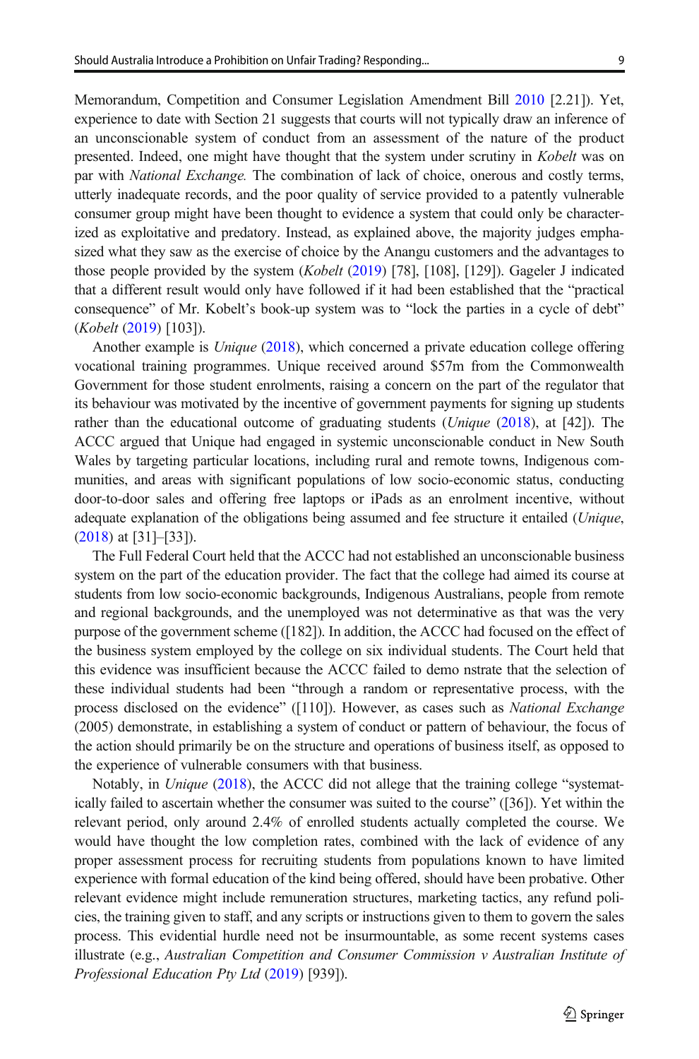Memorandum, Competition and Consumer Legislation Amendment Bill 2010 [2.21]). Yet, experience to date with Section 21 suggests that courts will not typically draw an inference of an unconscionable system of conduct from an assessment of the nature of the product presented. Indeed, one might have thought that the system under scrutiny in *Kobelt* was on par with *National Exchange.* The combination of lack of choice, onerous and costly terms, utterly inadequate records, and the poor quality of service provided to a patently vulnerable consumer group might have been thought to evidence a system that could only be characterized as exploitative and predatory. Instead, as explained above, the majority judges emphasized what they saw as the exercise of choice by the Anangu customers and the advantages to those people provided by the system (*Kobelt* (2019) [78], [108], [129]). Gageler J indicated that a different result would only have followed if it had been established that the "practical consequence" of Mr. Kobelt's book-up system was to "lock the parties in a cycle of debt" (*Kobelt* (2019) [103]).

Another example is *Unique* (2018), which concerned a private education college offering vocational training programmes. Unique received around $57m from the Commonwealth Government for those student enrolments, raising a concern on the part of the regulator that its behaviour was motivated by the incentive of government payments for signing up students rather than the educational outcome of graduating students (*Unique* (2018), at [42]). The ACCC argued that Unique had engaged in systemic unconscionable conduct in New South Wales by targeting particular locations, including rural and remote towns, Indigenous communities, and areas with significant populations of low socio-economic status, conducting door-to-door sales and offering free laptops or iPads as an enrolment incentive, without adequate explanation of the obligations being assumed and fee structure it entailed (*Unique*, (2018) at [31]–[33]).

The Full Federal Court held that the ACCC had not established an unconscionable business system on the part of the education provider. The fact that the college had aimed its course at students from low socio-economic backgrounds, Indigenous Australians, people from remote and regional backgrounds, and the unemployed was not determinative as that was the very purpose of the government scheme ([182]). In addition, the ACCC had focused on the effect of the business system employed by the college on six individual students. The Court held that this evidence was insufficient because the ACCC failed to demo nstrate that the selection of these individual students had been "through a random or representative process, with the process disclosed on the evidence" ([110]). However, as cases such as *National Exchange* (2005) demonstrate, in establishing a system of conduct or pattern of behaviour, the focus of the action should primarily be on the structure and operations of business itself, as opposed to the experience of vulnerable consumers with that business.

Notably, in *Unique* (2018), the ACCC did not allege that the training college "systematically failed to ascertain whether the consumer was suited to the course" ([36]). Yet within the relevant period, only around 2.4% of enrolled students actually completed the course. We would have thought the low completion rates, combined with the lack of evidence of any proper assessment process for recruiting students from populations known to have limited experience with formal education of the kind being offered, should have been probative. Other relevant evidence might include remuneration structures, marketing tactics, any refund policies, the training given to staff, and any scripts or instructions given to them to govern the sales process. This evidential hurdle need not be insurmountable, as some recent systems cases illustrate (e.g., *Australian Competition and Consumer Commission v Australian Institute of Professional Education Pty Ltd* (2019) [939]).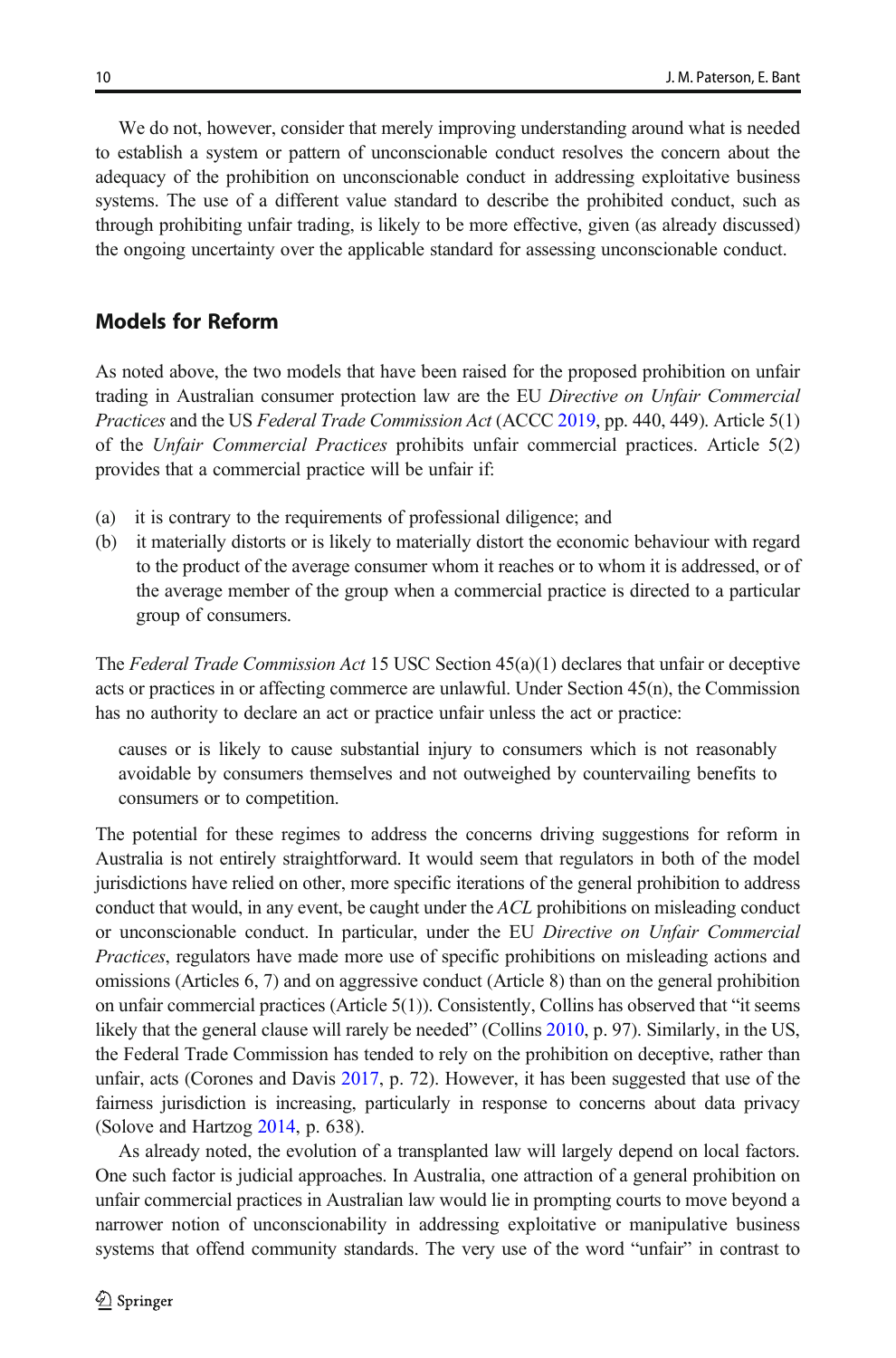We do not, however, consider that merely improving understanding around what is needed to establish a system or pattern of unconscionable conduct resolves the concern about the adequacy of the prohibition on unconscionable conduct in addressing exploitative business systems. The use of a different value standard to describe the prohibited conduct, such as through prohibiting unfair trading, is likely to be more effective, given (as already discussed) the ongoing uncertainty over the applicable standard for assessing unconscionable conduct.

## Models for Reform

As noted above, the two models that have been raised for the proposed prohibition on unfair trading in Australian consumer protection law are the EU *Directive on Unfair Commercial Practices* and the US *Federal Trade Commission Act* (ACCC 2019, pp. 440, 449). Article 5(1) of the *Unfair Commercial Practices* prohibits unfair commercial practices. Article 5(2) provides that a commercial practice will be unfair if:

(a) it is contrary to the requirements of professional diligence; and
(b) it materially distorts or is likely to materially distort the economic behaviour with regard to the product of the average consumer whom it reaches or to whom it is addressed, or of the average member of the group when a commercial practice is directed to a particular group of consumers.

The *Federal Trade Commission Act* 15 USC Section 45(a)(1) declares that unfair or deceptive acts or practices in or affecting commerce are unlawful. Under Section 45(n), the Commission has no authority to declare an act or practice unfair unless the act or practice:

> causes or is likely to cause substantial injury to consumers which is not reasonably avoidable by consumers themselves and not outweighed by countervailing benefits to consumers or to competition.

The potential for these regimes to address the concerns driving suggestions for reform in Australia is not entirely straightforward. It would seem that regulators in both of the model jurisdictions have relied on other, more specific iterations of the general prohibition to address conduct that would, in any event, be caught under the *ACL* prohibitions on misleading conduct or unconscionable conduct. In particular, under the EU *Directive on Unfair Commercial Practices*, regulators have made more use of specific prohibitions on misleading actions and omissions (Articles 6, 7) and on aggressive conduct (Article 8) than on the general prohibition on unfair commercial practices (Article 5(1)). Consistently, Collins has observed that "it seems likely that the general clause will rarely be needed" (Collins 2010, p. 97). Similarly, in the US, the Federal Trade Commission has tended to rely on the prohibition on deceptive, rather than unfair, acts (Corones and Davis 2017, p. 72). However, it has been suggested that use of the fairness jurisdiction is increasing, particularly in response to concerns about data privacy (Solove and Hartzog 2014, p. 638).

As already noted, the evolution of a transplanted law will largely depend on local factors. One such factor is judicial approaches. In Australia, one attraction of a general prohibition on unfair commercial practices in Australian law would lie in prompting courts to move beyond a narrower notion of unconscionability in addressing exploitative or manipulative business systems that offend community standards. The very use of the word "unfair" in contrast to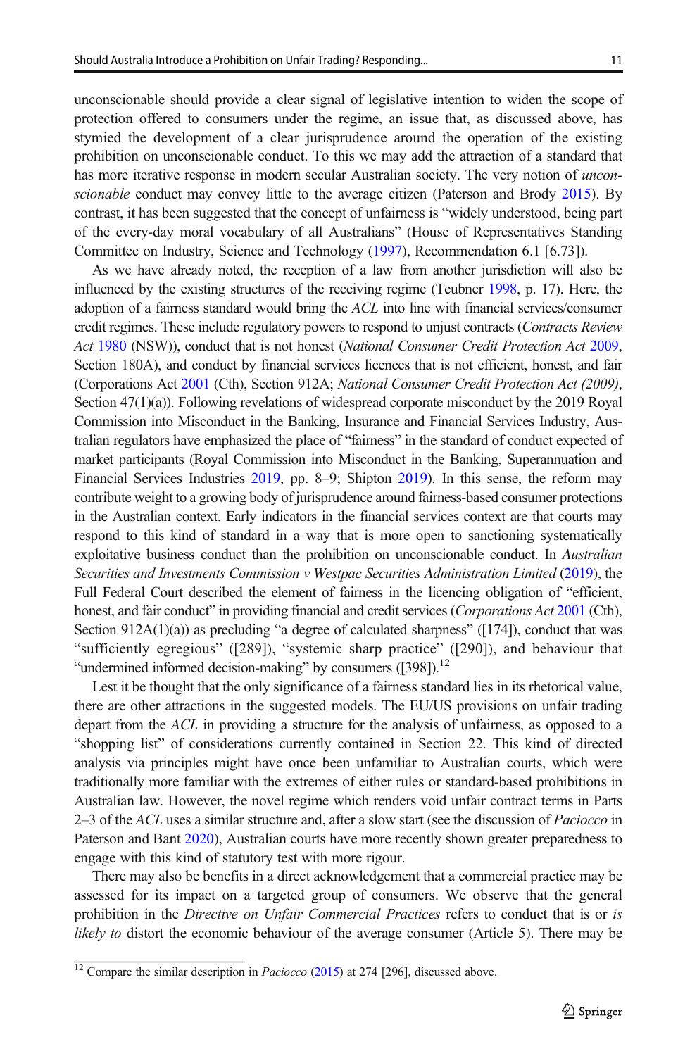unconscionable should provide a clear signal of legislative intention to widen the scope of protection offered to consumers under the regime, an issue that, as discussed above, has stymied the development of a clear jurisprudence around the operation of the existing prohibition on unconscionable conduct. To this we may add the attraction of a standard that has more iterative response in modern secular Australian society. The very notion of *unconscionable* conduct may convey little to the average citizen (Paterson and Brody 2015). By contrast, it has been suggested that the concept of unfairness is "widely understood, being part of the every-day moral vocabulary of all Australians" (House of Representatives Standing Committee on Industry, Science and Technology (1997), Recommendation 6.1 [6.73]).

As we have already noted, the reception of a law from another jurisdiction will also be influenced by the existing structures of the receiving regime (Teubner 1998, p. 17). Here, the adoption of a fairness standard would bring the *ACL* into line with financial services/consumer credit regimes. These include regulatory powers to respond to unjust contracts (*Contracts Review Act* 1980 (NSW)), conduct that is not honest (*National Consumer Credit Protection Act* 2009, Section 180A), and conduct by financial services licences that is not efficient, honest, and fair (Corporations Act 2001 (Cth), Section 912A; *National Consumer Credit Protection Act (2009)*, Section 47(1)(a)). Following revelations of widespread corporate misconduct by the 2019 Royal Commission into Misconduct in the Banking, Insurance and Financial Services Industry, Australian regulators have emphasized the place of "fairness" in the standard of conduct expected of market participants (Royal Commission into Misconduct in the Banking, Superannuation and Financial Services Industries 2019, pp. 8–9; Shipton 2019). In this sense, the reform may contribute weight to a growing body of jurisprudence around fairness-based consumer protections in the Australian context. Early indicators in the financial services context are that courts may respond to this kind of standard in a way that is more open to sanctioning systematically exploitative business conduct than the prohibition on unconscionable conduct. In *Australian Securities and Investments Commission v Westpac Securities Administration Limited* (2019), the Full Federal Court described the element of fairness in the licencing obligation of "efficient, honest, and fair conduct" in providing financial and credit services (*Corporations Act* 2001 (Cth), Section 912A(1)(a)) as precluding "a degree of calculated sharpness" ([174]), conduct that was "sufficiently egregious" ([289]), "systemic sharp practice" ([290]), and behaviour that "undermined informed decision-making" by consumers ([398]).[12]

Lest it be thought that the only significance of a fairness standard lies in its rhetorical value, there are other attractions in the suggested models. The EU/US provisions on unfair trading depart from the *ACL* in providing a structure for the analysis of unfairness, as opposed to a "shopping list" of considerations currently contained in Section 22. This kind of directed analysis via principles might have once been unfamiliar to Australian courts, which were traditionally more familiar with the extremes of either rules or standard-based prohibitions in Australian law. However, the novel regime which renders void unfair contract terms in Parts 2–3 of the *ACL* uses a similar structure and, after a slow start (see the discussion of *Paciocco* in Paterson and Bant 2020), Australian courts have more recently shown greater preparedness to engage with this kind of statutory test with more rigour.

There may also be benefits in a direct acknowledgement that a commercial practice may be assessed for its impact on a targeted group of consumers. We observe that the general prohibition in the *Directive on Unfair Commercial Practices* refers to conduct that is or *is likely to* distort the economic behaviour of the average consumer (Article 5). There may be

[12] Compare the similar description in *Paciocco* (2015) at 274 [296], discussed above.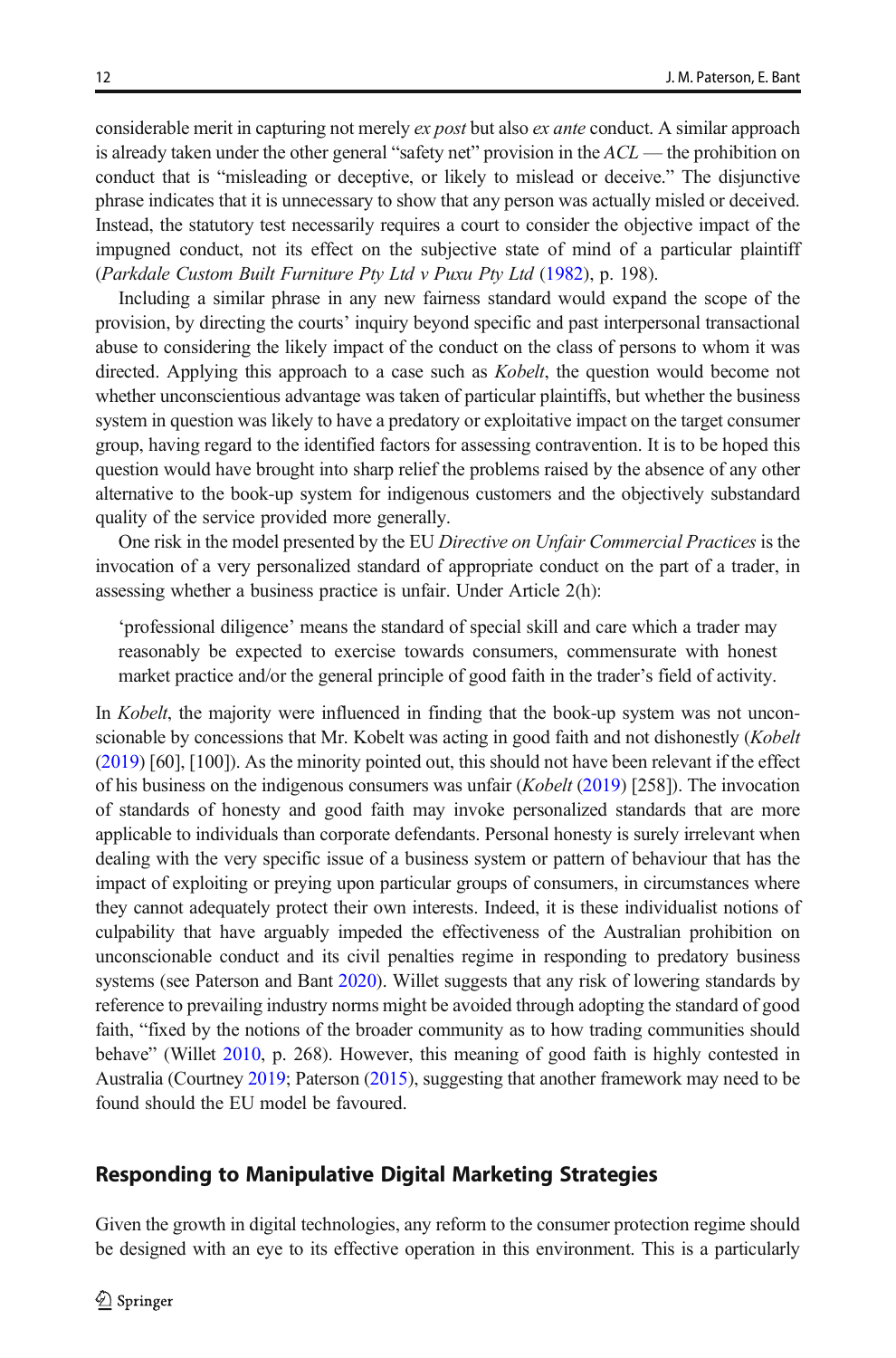considerable merit in capturing not merely *ex post* but also *ex ante* conduct. A similar approach is already taken under the other general "safety net" provision in the *ACL* — the prohibition on conduct that is "misleading or deceptive, or likely to mislead or deceive." The disjunctive phrase indicates that it is unnecessary to show that any person was actually misled or deceived. Instead, the statutory test necessarily requires a court to consider the objective impact of the impugned conduct, not its effect on the subjective state of mind of a particular plaintiff (*Parkdale Custom Built Furniture Pty Ltd v Puxu Pty Ltd* (1982), p. 198).

Including a similar phrase in any new fairness standard would expand the scope of the provision, by directing the courts' inquiry beyond specific and past interpersonal transactional abuse to considering the likely impact of the conduct on the class of persons to whom it was directed. Applying this approach to a case such as *Kobelt*, the question would become not whether unconscientious advantage was taken of particular plaintiffs, but whether the business system in question was likely to have a predatory or exploitative impact on the target consumer group, having regard to the identified factors for assessing contravention. It is to be hoped this question would have brought into sharp relief the problems raised by the absence of any other alternative to the book-up system for indigenous customers and the objectively substandard quality of the service provided more generally.

One risk in the model presented by the EU *Directive on Unfair Commercial Practices* is the invocation of a very personalized standard of appropriate conduct on the part of a trader, in assessing whether a business practice is unfair. Under Article 2(h):

> 'professional diligence' means the standard of special skill and care which a trader may reasonably be expected to exercise towards consumers, commensurate with honest market practice and/or the general principle of good faith in the trader's field of activity.

In *Kobelt*, the majority were influenced in finding that the book-up system was not unconscionable by concessions that Mr. Kobelt was acting in good faith and not dishonestly (*Kobelt* (2019) [60], [100]). As the minority pointed out, this should not have been relevant if the effect of his business on the indigenous consumers was unfair (*Kobelt* (2019) [258]). The invocation of standards of honesty and good faith may invoke personalized standards that are more applicable to individuals than corporate defendants. Personal honesty is surely irrelevant when dealing with the very specific issue of a business system or pattern of behaviour that has the impact of exploiting or preying upon particular groups of consumers, in circumstances where they cannot adequately protect their own interests. Indeed, it is these individualist notions of culpability that have arguably impeded the effectiveness of the Australian prohibition on unconscionable conduct and its civil penalties regime in responding to predatory business systems (see Paterson and Bant 2020). Willet suggests that any risk of lowering standards by reference to prevailing industry norms might be avoided through adopting the standard of good faith, "fixed by the notions of the broader community as to how trading communities should behave" (Willet 2010, p. 268). However, this meaning of good faith is highly contested in Australia (Courtney 2019; Paterson (2015), suggesting that another framework may need to be found should the EU model be favoured.

## Responding to Manipulative Digital Marketing Strategies

Given the growth in digital technologies, any reform to the consumer protection regime should be designed with an eye to its effective operation in this environment. This is a particularly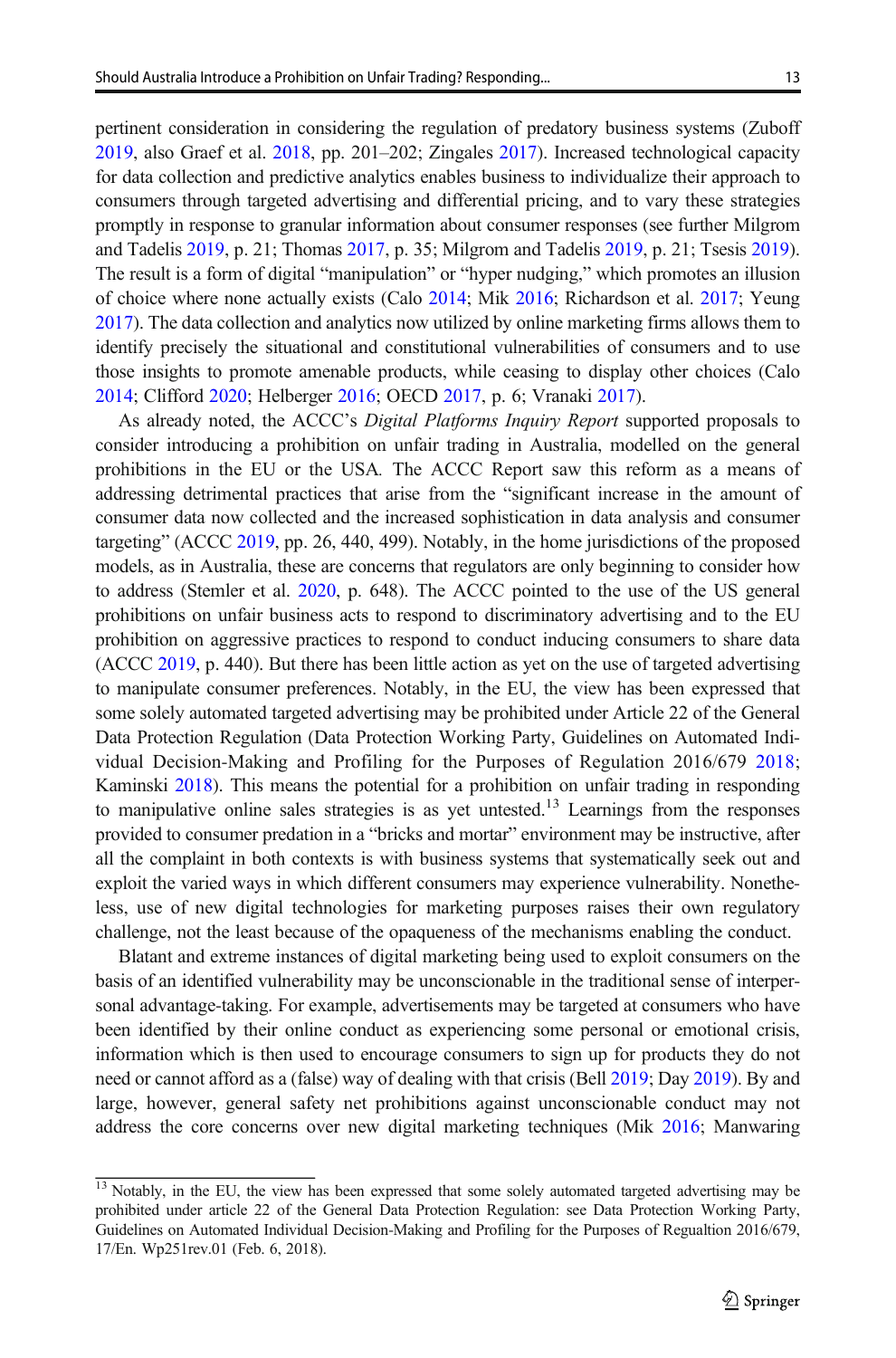pertinent consideration in considering the regulation of predatory business systems (Zuboff 2019, also Graef et al. 2018, pp. 201–202; Zingales 2017). Increased technological capacity for data collection and predictive analytics enables business to individualize their approach to consumers through targeted advertising and differential pricing, and to vary these strategies promptly in response to granular information about consumer responses (see further Milgrom and Tadelis 2019, p. 21; Thomas 2017, p. 35; Milgrom and Tadelis 2019, p. 21; Tsesis 2019). The result is a form of digital "manipulation" or "hyper nudging," which promotes an illusion of choice where none actually exists (Calo 2014; Mik 2016; Richardson et al. 2017; Yeung 2017). The data collection and analytics now utilized by online marketing firms allows them to identify precisely the situational and constitutional vulnerabilities of consumers and to use those insights to promote amenable products, while ceasing to display other choices (Calo 2014; Clifford 2020; Helberger 2016; OECD 2017, p. 6; Vranaki 2017).

As already noted, the ACCC's *Digital Platforms Inquiry Report* supported proposals to consider introducing a prohibition on unfair trading in Australia, modelled on the general prohibitions in the EU or the USA. The ACCC Report saw this reform as a means of addressing detrimental practices that arise from the "significant increase in the amount of consumer data now collected and the increased sophistication in data analysis and consumer targeting" (ACCC 2019, pp. 26, 440, 499). Notably, in the home jurisdictions of the proposed models, as in Australia, these are concerns that regulators are only beginning to consider how to address (Stemler et al. 2020, p. 648). The ACCC pointed to the use of the US general prohibitions on unfair business acts to respond to discriminatory advertising and to the EU prohibition on aggressive practices to respond to conduct inducing consumers to share data (ACCC 2019, p. 440). But there has been little action as yet on the use of targeted advertising to manipulate consumer preferences. Notably, in the EU, the view has been expressed that some solely automated targeted advertising may be prohibited under Article 22 of the General Data Protection Regulation (Data Protection Working Party, Guidelines on Automated Individual Decision-Making and Profiling for the Purposes of Regulation 2016/679 2018; Kaminski 2018). This means the potential for a prohibition on unfair trading in responding to manipulative online sales strategies is as yet untested.[13] Learnings from the responses provided to consumer predation in a "bricks and mortar" environment may be instructive, after all the complaint in both contexts is with business systems that systematically seek out and exploit the varied ways in which different consumers may experience vulnerability. Nonetheless, use of new digital technologies for marketing purposes raises their own regulatory challenge, not the least because of the opaqueness of the mechanisms enabling the conduct.

Blatant and extreme instances of digital marketing being used to exploit consumers on the basis of an identified vulnerability may be unconscionable in the traditional sense of interpersonal advantage-taking. For example, advertisements may be targeted at consumers who have been identified by their online conduct as experiencing some personal or emotional crisis, information which is then used to encourage consumers to sign up for products they do not need or cannot afford as a (false) way of dealing with that crisis (Bell 2019; Day 2019). By and large, however, general safety net prohibitions against unconscionable conduct may not address the core concerns over new digital marketing techniques (Mik 2016; Manwaring

---

[13] Notably, in the EU, the view has been expressed that some solely automated targeted advertising may be prohibited under article 22 of the General Data Protection Regulation: see Data Protection Working Party, Guidelines on Automated Individual Decision-Making and Profiling for the Purposes of Regualtion 2016/679, 17/En. Wp251rev.01 (Feb. 6, 2018).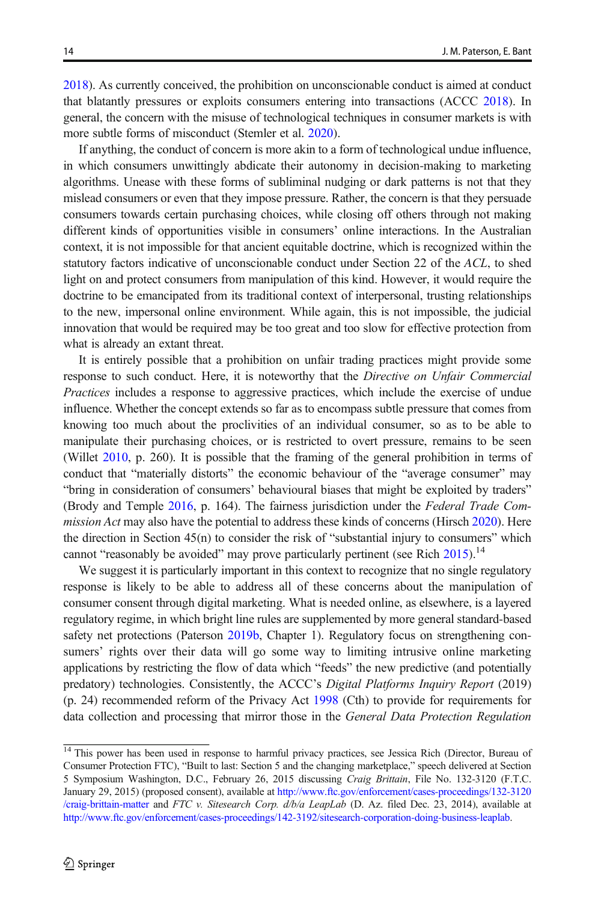2018). As currently conceived, the prohibition on unconscionable conduct is aimed at conduct that blatantly pressures or exploits consumers entering into transactions (ACCC 2018). In general, the concern with the misuse of technological techniques in consumer markets is with more subtle forms of misconduct (Stemler et al. 2020).

If anything, the conduct of concern is more akin to a form of technological undue influence, in which consumers unwittingly abdicate their autonomy in decision-making to marketing algorithms. Unease with these forms of subliminal nudging or dark patterns is not that they mislead consumers or even that they impose pressure. Rather, the concern is that they persuade consumers towards certain purchasing choices, while closing off others through not making different kinds of opportunities visible in consumers' online interactions. In the Australian context, it is not impossible for that ancient equitable doctrine, which is recognized within the statutory factors indicative of unconscionable conduct under Section 22 of the *ACL*, to shed light on and protect consumers from manipulation of this kind. However, it would require the doctrine to be emancipated from its traditional context of interpersonal, trusting relationships to the new, impersonal online environment. While again, this is not impossible, the judicial innovation that would be required may be too great and too slow for effective protection from what is already an extant threat.

It is entirely possible that a prohibition on unfair trading practices might provide some response to such conduct. Here, it is noteworthy that the *Directive on Unfair Commercial Practices* includes a response to aggressive practices, which include the exercise of undue influence. Whether the concept extends so far as to encompass subtle pressure that comes from knowing too much about the proclivities of an individual consumer, so as to be able to manipulate their purchasing choices, or is restricted to overt pressure, remains to be seen (Willet 2010, p. 260). It is possible that the framing of the general prohibition in terms of conduct that "materially distorts" the economic behaviour of the "average consumer" may "bring in consideration of consumers' behavioural biases that might be exploited by traders" (Brody and Temple 2016, p. 164). The fairness jurisdiction under the *Federal Trade Commission Act* may also have the potential to address these kinds of concerns (Hirsch 2020). Here the direction in Section 45(n) to consider the risk of "substantial injury to consumers" which cannot "reasonably be avoided" may prove particularly pertinent (see Rich 2015).[14]

We suggest it is particularly important in this context to recognize that no single regulatory response is likely to be able to address all of these concerns about the manipulation of consumer consent through digital marketing. What is needed online, as elsewhere, is a layered regulatory regime, in which bright line rules are supplemented by more general standard-based safety net protections (Paterson 2019b, Chapter 1). Regulatory focus on strengthening consumers' rights over their data will go some way to limiting intrusive online marketing applications by restricting the flow of data which "feeds" the new predictive (and potentially predatory) technologies. Consistently, the ACCC's *Digital Platforms Inquiry Report* (2019) (p. 24) recommended reform of the Privacy Act 1998 (Cth) to provide for requirements for data collection and processing that mirror those in the *General Data Protection Regulation*

[14] This power has been used in response to harmful privacy practices, see Jessica Rich (Director, Bureau of Consumer Protection FTC), "Built to last: Section 5 and the changing marketplace," speech delivered at Section 5 Symposium Washington, D.C., February 26, 2015 discussing *Craig Brittain*, File No. 132-3120 (F.T.C. January 29, 2015) (proposed consent), available at http://www.ftc.gov/enforcement/cases-proceedings/132-3120/craig-brittain-matter and *FTC v. Sitesearch Corp. d/b/a LeapLab* (D. Az. filed Dec. 23, 2014), available at http://www.ftc.gov/enforcement/cases-proceedings/142-3192/sitesearch-corporation-doing-business-leaplab.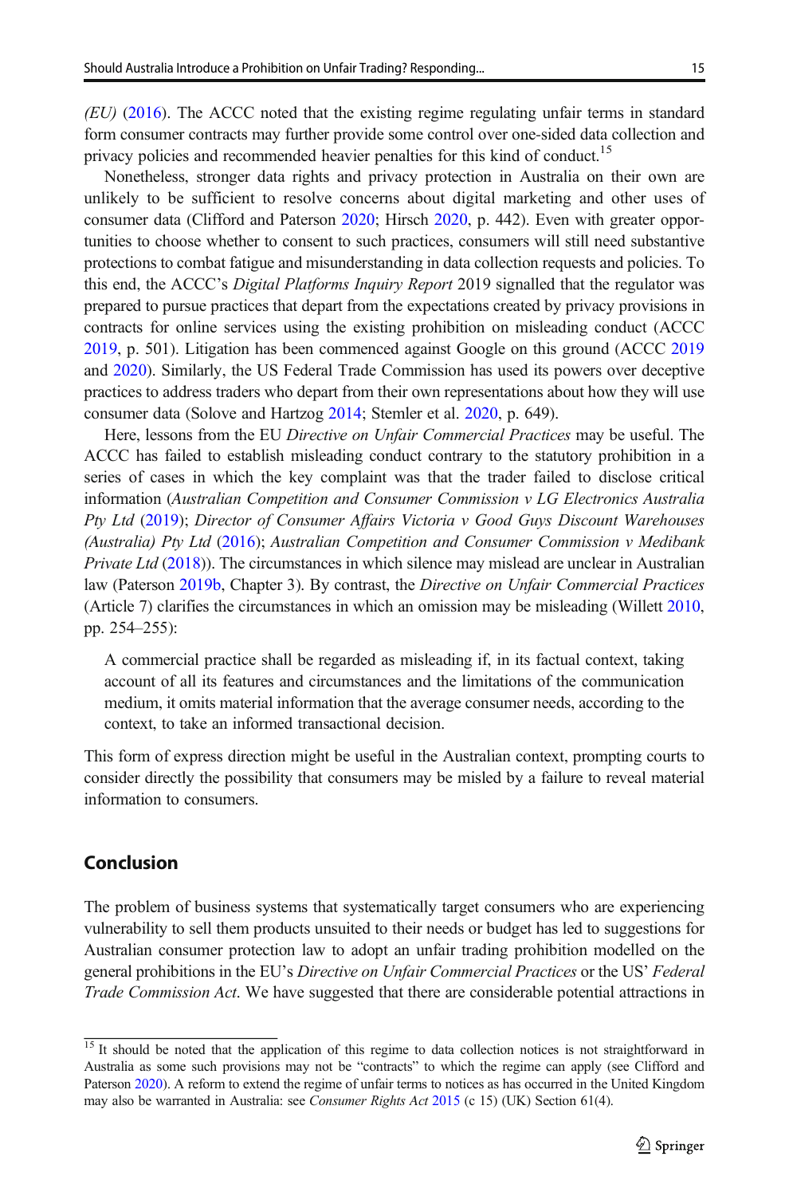*(EU)* (2016). The ACCC noted that the existing regime regulating unfair terms in standard form consumer contracts may further provide some control over one-sided data collection and privacy policies and recommended heavier penalties for this kind of conduct.[15]

Nonetheless, stronger data rights and privacy protection in Australia on their own are unlikely to be sufficient to resolve concerns about digital marketing and other uses of consumer data (Clifford and Paterson 2020; Hirsch 2020, p. 442). Even with greater opportunities to choose whether to consent to such practices, consumers will still need substantive protections to combat fatigue and misunderstanding in data collection requests and policies. To this end, the ACCC's *Digital Platforms Inquiry Report* 2019 signalled that the regulator was prepared to pursue practices that depart from the expectations created by privacy provisions in contracts for online services using the existing prohibition on misleading conduct (ACCC 2019, p. 501). Litigation has been commenced against Google on this ground (ACCC 2019 and 2020). Similarly, the US Federal Trade Commission has used its powers over deceptive practices to address traders who depart from their own representations about how they will use consumer data (Solove and Hartzog 2014; Stemler et al. 2020, p. 649).

Here, lessons from the EU *Directive on Unfair Commercial Practices* may be useful. The ACCC has failed to establish misleading conduct contrary to the statutory prohibition in a series of cases in which the key complaint was that the trader failed to disclose critical information (*Australian Competition and Consumer Commission v LG Electronics Australia Pty Ltd* (2019); *Director of Consumer Affairs Victoria v Good Guys Discount Warehouses (Australia) Pty Ltd* (2016); *Australian Competition and Consumer Commission v Medibank Private Ltd* (2018)). The circumstances in which silence may mislead are unclear in Australian law (Paterson 2019b, Chapter 3). By contrast, the *Directive on Unfair Commercial Practices* (Article 7) clarifies the circumstances in which an omission may be misleading (Willett 2010, pp. 254–255):

> A commercial practice shall be regarded as misleading if, in its factual context, taking account of all its features and circumstances and the limitations of the communication medium, it omits material information that the average consumer needs, according to the context, to take an informed transactional decision.

This form of express direction might be useful in the Australian context, prompting courts to consider directly the possibility that consumers may be misled by a failure to reveal material information to consumers.

## Conclusion

The problem of business systems that systematically target consumers who are experiencing vulnerability to sell them products unsuited to their needs or budget has led to suggestions for Australian consumer protection law to adopt an unfair trading prohibition modelled on the general prohibitions in the EU's *Directive on Unfair Commercial Practices* or the US' *Federal Trade Commission Act*. We have suggested that there are considerable potential attractions in

---

[15] It should be noted that the application of this regime to data collection notices is not straightforward in Australia as some such provisions may not be "contracts" to which the regime can apply (see Clifford and Paterson 2020). A reform to extend the regime of unfair terms to notices as has occurred in the United Kingdom may also be warranted in Australia: see *Consumer Rights Act* 2015 (c 15) (UK) Section 61(4).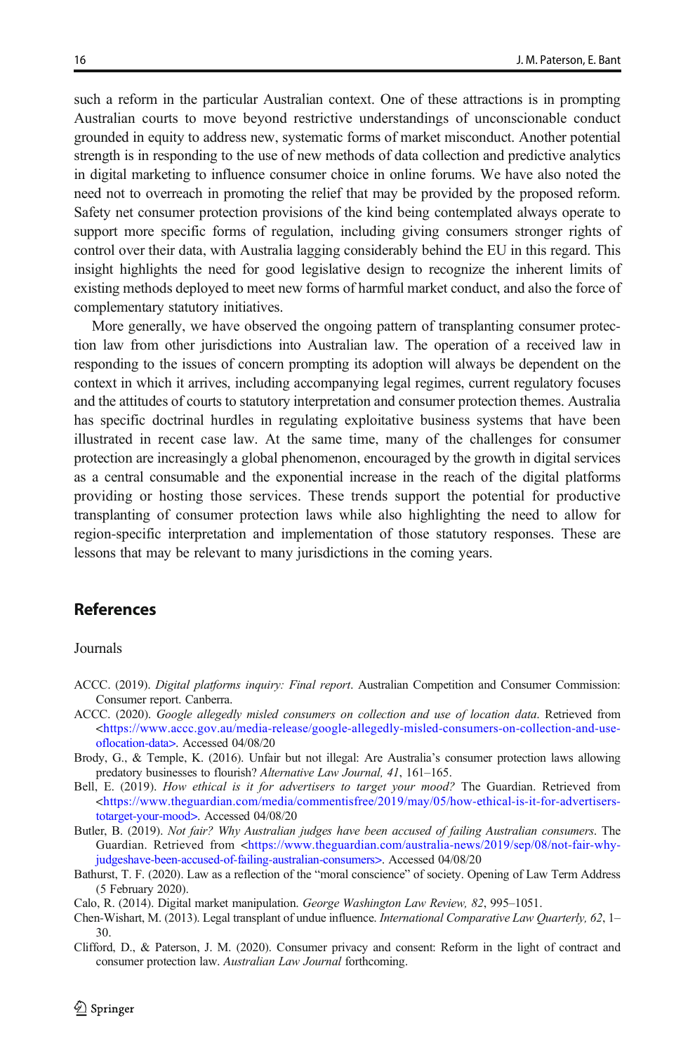such a reform in the particular Australian context. One of these attractions is in prompting Australian courts to move beyond restrictive understandings of unconscionable conduct grounded in equity to address new, systematic forms of market misconduct. Another potential strength is in responding to the use of new methods of data collection and predictive analytics in digital marketing to influence consumer choice in online forums. We have also noted the need not to overreach in promoting the relief that may be provided by the proposed reform. Safety net consumer protection provisions of the kind being contemplated always operate to support more specific forms of regulation, including giving consumers stronger rights of control over their data, with Australia lagging considerably behind the EU in this regard. This insight highlights the need for good legislative design to recognize the inherent limits of existing methods deployed to meet new forms of harmful market conduct, and also the force of complementary statutory initiatives.

More generally, we have observed the ongoing pattern of transplanting consumer protection law from other jurisdictions into Australian law. The operation of a received law in responding to the issues of concern prompting its adoption will always be dependent on the context in which it arrives, including accompanying legal regimes, current regulatory focuses and the attitudes of courts to statutory interpretation and consumer protection themes. Australia has specific doctrinal hurdles in regulating exploitative business systems that have been illustrated in recent case law. At the same time, many of the challenges for consumer protection are increasingly a global phenomenon, encouraged by the growth in digital services as a central consumable and the exponential increase in the reach of the digital platforms providing or hosting those services. These trends support the potential for productive transplanting of consumer protection laws while also highlighting the need to allow for region-specific interpretation and implementation of those statutory responses. These are lessons that may be relevant to many jurisdictions in the coming years.

## References

Journals

ACCC. (2019). *Digital platforms inquiry: Final report*. Australian Competition and Consumer Commission: Consumer report. Canberra.

ACCC. (2020). *Google allegedly misled consumers on collection and use of location data*. Retrieved from <https://www.accc.gov.au/media-release/google-allegedly-misled-consumers-on-collection-and-use-oflocation-data>. Accessed 04/08/20

Brody, G., & Temple, K. (2016). Unfair but not illegal: Are Australia's consumer protection laws allowing predatory businesses to flourish? *Alternative Law Journal, 41*, 161–165.

Bell, E. (2019). *How ethical is it for advertisers to target your mood?* The Guardian. Retrieved from <https://www.theguardian.com/media/commentisfree/2019/may/05/how-ethical-is-it-for-advertisers-totarget-your-mood>. Accessed 04/08/20

Butler, B. (2019). *Not fair? Why Australian judges have been accused of failing Australian consumers*. The Guardian. Retrieved from <https://www.theguardian.com/australia-news/2019/sep/08/not-fair-why-judgeshave-been-accused-of-failing-australian-consumers>. Accessed 04/08/20

Bathurst, T. F. (2020). Law as a reflection of the "moral conscience" of society. Opening of Law Term Address (5 February 2020).

Calo, R. (2014). Digital market manipulation. *George Washington Law Review, 82*, 995–1051.

Chen-Wishart, M. (2013). Legal transplant of undue influence. *International Comparative Law Quarterly, 62*, 1–30.

Clifford, D., & Paterson, J. M. (2020). Consumer privacy and consent: Reform in the light of contract and consumer protection law. *Australian Law Journal* forthcoming.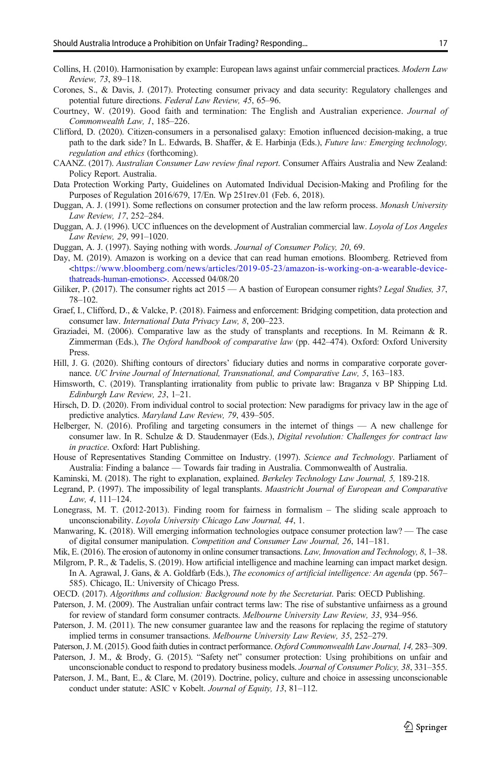Collins, H. (2010). Harmonisation by example: European laws against unfair commercial practices. *Modern Law Review, 73*, 89–118.

Corones, S., & Davis, J. (2017). Protecting consumer privacy and data security: Regulatory challenges and potential future directions. *Federal Law Review, 45*, 65–96.

Courtney, W. (2019). Good faith and termination: The English and Australian experience. *Journal of Commonwealth Law, 1*, 185–226.

Clifford, D. (2020). Citizen-consumers in a personalised galaxy: Emotion influenced decision-making, a true path to the dark side? In L. Edwards, B. Shaffer, & E. Harbinja (Eds.), *Future law: Emerging technology, regulation and ethics* (forthcoming).

CAANZ. (2017). *Australian Consumer Law review final report*. Consumer Affairs Australia and New Zealand: Policy Report. Australia.

Data Protection Working Party, Guidelines on Automated Individual Decision-Making and Profiling for the Purposes of Regulation 2016/679, 17/En. Wp 251rev.01 (Feb. 6, 2018).

Duggan, A. J. (1991). Some reflections on consumer protection and the law reform process. *Monash University Law Review, 17*, 252–284.

Duggan, A. J. (1996). UCC influences on the development of Australian commercial law. *Loyola of Los Angeles Law Review, 29*, 991–1020.

Duggan, A. J. (1997). Saying nothing with words. *Journal of Consumer Policy, 20*, 69.

Day, M. (2019). Amazon is working on a device that can read human emotions. Bloomberg. Retrieved from <https://www.bloomberg.com/news/articles/2019-05-23/amazon-is-working-on-a-wearable-device-thatreads-human-emotions>. Accessed 04/08/20

Giliker, P. (2017). The consumer rights act 2015 — A bastion of European consumer rights? *Legal Studies, 37*, 78–102.

Graef, I., Clifford, D., & Valcke, P. (2018). Fairness and enforcement: Bridging competition, data protection and consumer law. *International Data Privacy Law, 8*, 200–223.

Graziadei, M. (2006). Comparative law as the study of transplants and receptions. In M. Reimann & R. Zimmerman (Eds.), *The Oxford handbook of comparative law* (pp. 442–474). Oxford: Oxford University Press.

Hill, J. G. (2020). Shifting contours of directors' fiduciary duties and norms in comparative corporate governance. *UC Irvine Journal of International, Transnational, and Comparative Law, 5*, 163–183.

Himsworth, C. (2019). Transplanting irrationality from public to private law: Braganza v BP Shipping Ltd. *Edinburgh Law Review, 23*, 1–21.

Hirsch, D. D. (2020). From individual control to social protection: New paradigms for privacy law in the age of predictive analytics. *Maryland Law Review, 79*, 439–505.

Helberger, N. (2016). Profiling and targeting consumers in the internet of things — A new challenge for consumer law. In R. Schulze & D. Staudenmayer (Eds.), *Digital revolution: Challenges for contract law in practice*. Oxford: Hart Publishing.

House of Representatives Standing Committee on Industry. (1997). *Science and Technology*. Parliament of Australia: Finding a balance — Towards fair trading in Australia. Commonwealth of Australia.

Kaminski, M. (2018). The right to explanation, explained. *Berkeley Technology Law Journal, 5,* 189-218.

Legrand, P. (1997). The impossibility of legal transplants. *Maastricht Journal of European and Comparative Law, 4*, 111–124.

Lonegrass, M. T. (2012-2013). Finding room for fairness in formalism – The sliding scale approach to unconscionability. *Loyola University Chicago Law Journal, 44*, 1.

Manwaring, K. (2018). Will emerging information technologies outpace consumer protection law? — The case of digital consumer manipulation. *Competition and Consumer Law Journal, 26*, 141–181.

Mik, E. (2016). The erosion of autonomy in online consumer transactions. *Law, Innovation and Technology, 8*, 1–38.

Milgrom, P. R., & Tadelis, S. (2019). How artificial intelligence and machine learning can impact market design. In A. Agrawal, J. Gans, & A. Goldfarb (Eds.), *The economics of artificial intelligence: An agenda* (pp. 567–585). Chicago, IL: University of Chicago Press.

OECD. (2017). *Algorithms and collusion: Background note by the Secretariat*. Paris: OECD Publishing.

Paterson, J. M. (2009). The Australian unfair contract terms law: The rise of substantive unfairness as a ground for review of standard form consumer contracts. *Melbourne University Law Review, 33*, 934–956.

Paterson, J. M. (2011). The new consumer guarantee law and the reasons for replacing the regime of statutory implied terms in consumer transactions. *Melbourne University Law Review, 35*, 252–279.

Paterson, J. M. (2015). Good faith duties in contract performance. *Oxford Commonwealth Law Journal, 14,* 283–309.

Paterson, J. M., & Brody, G. (2015). "Safety net" consumer protection: Using prohibitions on unfair and unconscionable conduct to respond to predatory business models. *Journal of Consumer Policy, 38*, 331–355.

Paterson, J. M., Bant, E., & Clare, M. (2019). Doctrine, policy, culture and choice in assessing unconscionable conduct under statute: ASIC v Kobelt. *Journal of Equity, 13*, 81–112.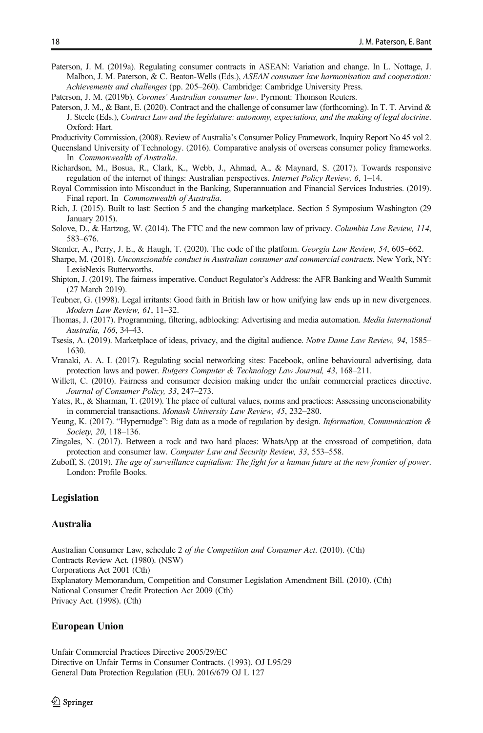Paterson, J. M. (2019a). Regulating consumer contracts in ASEAN: Variation and change. In L. Nottage, J. Malbon, J. M. Paterson, & C. Beaton-Wells (Eds.), *ASEAN consumer law harmonisation and cooperation: Achievements and challenges* (pp. 205–260). Cambridge: Cambridge University Press.

Paterson, J. M. (2019b). *Corones' Australian consumer law*. Pyrmont: Thomson Reuters.

Paterson, J. M., & Bant, E. (2020). Contract and the challenge of consumer law (forthcoming). In T. T. Arvind & J. Steele (Eds.), *Contract Law and the legislature: autonomy, expectations, and the making of legal doctrine*. Oxford: Hart.

Productivity Commission, (2008). Review of Australia's Consumer Policy Framework, Inquiry Report No 45 vol 2.

Queensland University of Technology. (2016). Comparative analysis of overseas consumer policy frameworks. In *Commonwealth of Australia*.

Richardson, M., Bosua, R., Clark, K., Webb, J., Ahmad, A., & Maynard, S. (2017). Towards responsive regulation of the internet of things: Australian perspectives. *Internet Policy Review, 6*, 1–14.

Royal Commission into Misconduct in the Banking, Superannuation and Financial Services Industries. (2019). Final report. In *Commonwealth of Australia*.

Rich, J. (2015). Built to last: Section 5 and the changing marketplace. Section 5 Symposium Washington (29 January 2015).

Solove, D., & Hartzog, W. (2014). The FTC and the new common law of privacy. *Columbia Law Review, 114*, 583–676.

Stemler, A., Perry, J. E., & Haugh, T. (2020). The code of the platform. *Georgia Law Review, 54*, 605–662.

Sharpe, M. (2018). *Unconscionable conduct in Australian consumer and commercial contracts*. New York, NY: LexisNexis Butterworths.

Shipton, J. (2019). The fairness imperative. Conduct Regulator's Address: the AFR Banking and Wealth Summit (27 March 2019).

Teubner, G. (1998). Legal irritants: Good faith in British law or how unifying law ends up in new divergences. *Modern Law Review, 61*, 11–32.

Thomas, J. (2017). Programming, filtering, adblocking: Advertising and media automation. *Media International Australia, 166*, 34–43.

Tsesis, A. (2019). Marketplace of ideas, privacy, and the digital audience. *Notre Dame Law Review, 94*, 1585–1630.

Vranaki, A. A. I. (2017). Regulating social networking sites: Facebook, online behavioural advertising, data protection laws and power. *Rutgers Computer & Technology Law Journal, 43*, 168–211.

Willett, C. (2010). Fairness and consumer decision making under the unfair commercial practices directive. *Journal of Consumer Policy, 33*, 247–273.

Yates, R., & Sharman, T. (2019). The place of cultural values, norms and practices: Assessing unconscionability in commercial transactions. *Monash University Law Review, 45*, 232–280.

Yeung, K. (2017). "Hypernudge": Big data as a mode of regulation by design. *Information, Communication & Society, 20*, 118–136.

Zingales, N. (2017). Between a rock and two hard places: WhatsApp at the crossroad of competition, data protection and consumer law. *Computer Law and Security Review, 33*, 553–558.

Zuboff, S. (2019). *The age of surveillance capitalism: The fight for a human future at the new frontier of power*. London: Profile Books.

## Legislation

### Australia

Australian Consumer Law, schedule 2 *of the Competition and Consumer Act*. (2010). (Cth)
Contracts Review Act. (1980). (NSW)
Corporations Act 2001 (Cth)
Explanatory Memorandum, Competition and Consumer Legislation Amendment Bill. (2010). (Cth)
National Consumer Credit Protection Act 2009 (Cth)
Privacy Act. (1998). (Cth)

### European Union

Unfair Commercial Practices Directive 2005/29/EC
Directive on Unfair Terms in Consumer Contracts. (1993). OJ L95/29
General Data Protection Regulation (EU). 2016/679 OJ L 127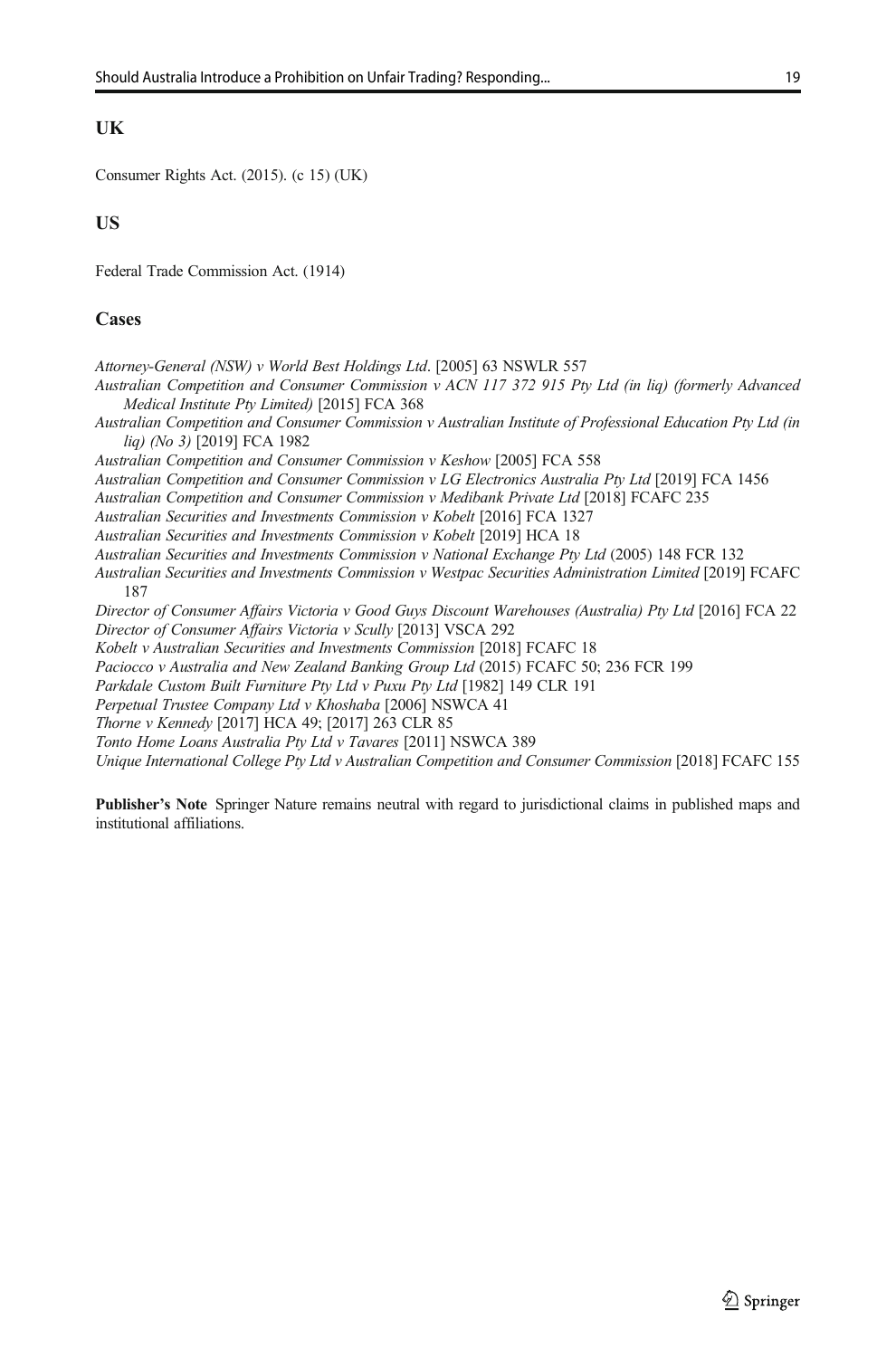### UK

Consumer Rights Act. (2015). (c 15) (UK)

### US

Federal Trade Commission Act. (1914)

## Cases

*Attorney-General (NSW) v World Best Holdings Ltd*. [2005] 63 NSWLR 557

*Australian Competition and Consumer Commission v ACN 117 372 915 Pty Ltd (in liq) (formerly Advanced Medical Institute Pty Limited)* [2015] FCA 368

*Australian Competition and Consumer Commission v Australian Institute of Professional Education Pty Ltd (in liq) (No 3)* [2019] FCA 1982

*Australian Competition and Consumer Commission v Keshow* [2005] FCA 558

*Australian Competition and Consumer Commission v LG Electronics Australia Pty Ltd* [2019] FCA 1456

*Australian Competition and Consumer Commission v Medibank Private Ltd* [2018] FCAFC 235

*Australian Securities and Investments Commission v Kobelt* [2016] FCA 1327

*Australian Securities and Investments Commission v Kobelt* [2019] HCA 18

*Australian Securities and Investments Commission v National Exchange Pty Ltd* (2005) 148 FCR 132

*Australian Securities and Investments Commission v Westpac Securities Administration Limited* [2019] FCAFC 187

*Director of Consumer Affairs Victoria v Good Guys Discount Warehouses (Australia) Pty Ltd* [2016] FCA 22

*Director of Consumer Affairs Victoria v Scully* [2013] VSCA 292

*Kobelt v Australian Securities and Investments Commission* [2018] FCAFC 18

*Paciocco v Australia and New Zealand Banking Group Ltd* (2015) FCAFC 50; 236 FCR 199

*Parkdale Custom Built Furniture Pty Ltd v Puxu Pty Ltd* [1982] 149 CLR 191

*Perpetual Trustee Company Ltd v Khoshaba* [2006] NSWCA 41

*Thorne v Kennedy* [2017] HCA 49; [2017] 263 CLR 85

*Tonto Home Loans Australia Pty Ltd v Tavares* [2011] NSWCA 389

*Unique International College Pty Ltd v Australian Competition and Consumer Commission* [2018] FCAFC 155

**Publisher's Note** Springer Nature remains neutral with regard to jurisdictional claims in published maps and institutional affiliations.